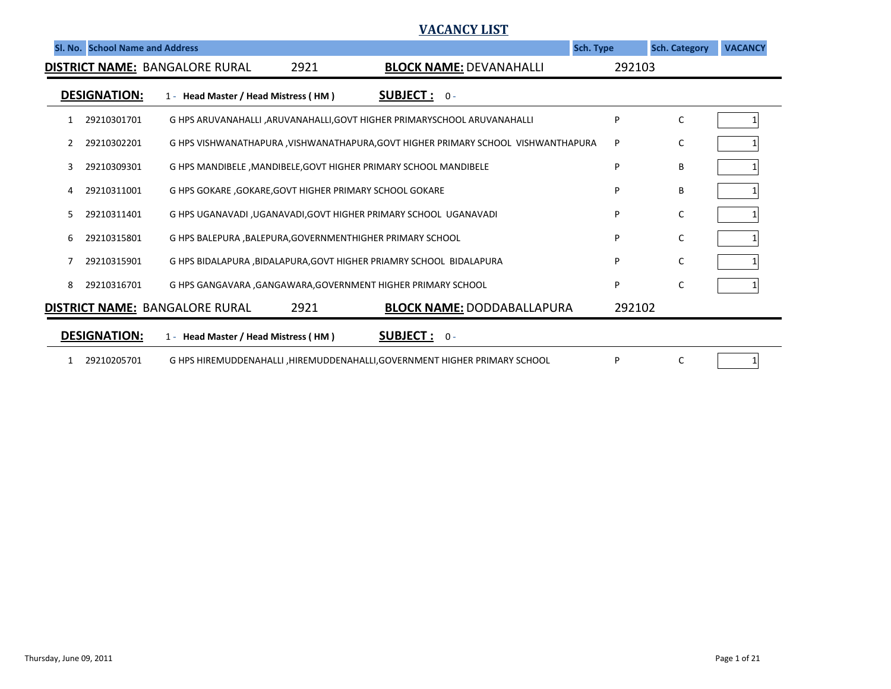# VACANCY LIST

**DISTRICT NAME:** BANGALORE RURAL 2921 **BLOCK NAME:** DEVANAHALLI 292103

**DESIGNATION:** 1 - **Head Master / Head Mistress ( HM )** **SUBJECT :** 0 -

| Sl. No. | | School Name and Address | Sch. Type | Sch. Category | VACANCY |
|---|---|---|---|---|---|
| 1 | 29210301701 | G HPS ARUVANAHALLI ,ARUVANAHALLI,GOVT HIGHER PRIMARYSCHOOL ARUVANAHALLI | P | C | 1 |
| 2 | 29210302201 | G HPS VISHWANATHAPURA ,VISHWANATHAPURA,GOVT HIGHER PRIMARY SCHOOL VISHWANTHAPURA | P | C | 1 |
| 3 | 29210309301 | G HPS MANDIBELE ,MANDIBELE,GOVT HIGHER PRIMARY SCHOOL MANDIBELE | P | B | 1 |
| 4 | 29210311001 | G HPS GOKARE ,GOKARE,GOVT HIGHER PRIMARY SCHOOL GOKARE | P | B | 1 |
| 5 | 29210311401 | G HPS UGANAVADI ,UGANAVADI,GOVT HIGHER PRIMARY SCHOOL UGANAVADI | P | C | 1 |
| 6 | 29210315801 | G HPS BALEPURA ,BALEPURA,GOVERNMENTHIGHER PRIMARY SCHOOL | P | C | 1 |
| 7 | 29210315901 | G HPS BIDALAPURA ,BIDALAPURA,GOVT HIGHER PRIAMRY SCHOOL BIDALAPURA | P | C | 1 |
| 8 | 29210316701 | G HPS GANGAVARA ,GANGAWARA,GOVERNMENT HIGHER PRIMARY SCHOOL | P | C | 1 |

**DISTRICT NAME:** BANGALORE RURAL 2921 **BLOCK NAME:** DODDABALLAPURA 292102

**DESIGNATION:** 1 - **Head Master / Head Mistress ( HM )** **SUBJECT :** 0 -

| Sl. No. | | School Name and Address | Sch. Type | Sch. Category | VACANCY |
|---|---|---|---|---|---|
| 1 | 29210205701 | G HPS HIREMUDDENAHALLI ,HIREMUDDENAHALLI,GOVERNMENT HIGHER PRIMARY SCHOOL | P | C | 1 |

Thursday, June 09, 2011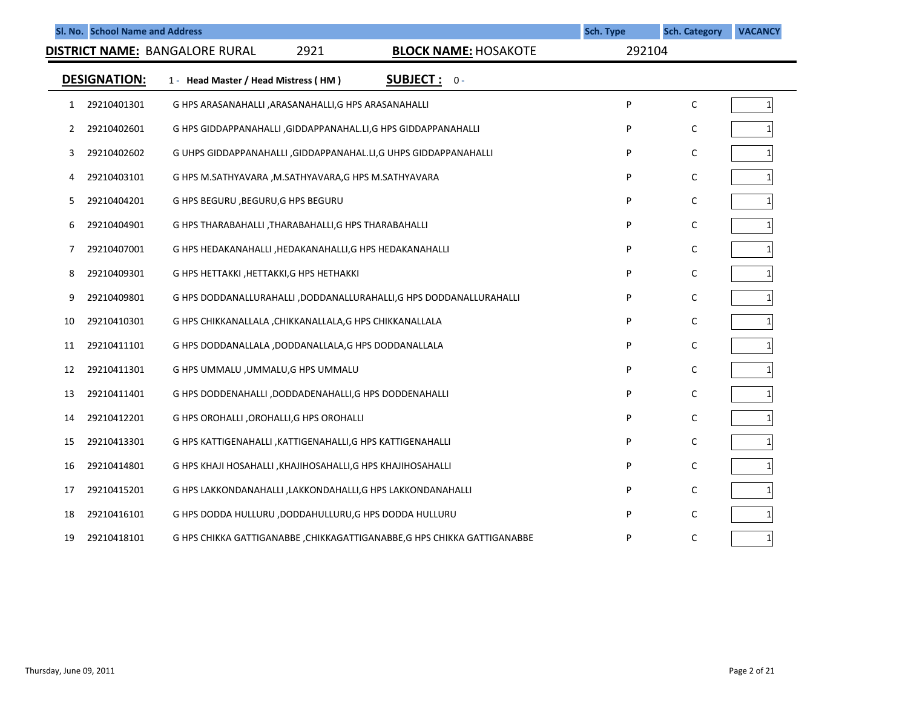| Sl. No. | | School Name and Address | Sch. Type | Sch. Category | VACANCY |
|---|---|---|---|---|---|

**DISTRICT NAME:** BANGALORE RURAL 2921 **BLOCK NAME:** HOSAKOTE 292104

**DESIGNATION:** 1 - **Head Master / Head Mistress ( HM )** **SUBJECT :** 0 -

| Sl. No. | Code | School Name and Address | Sch. Type | Sch. Category | VACANCY |
|---|---|---|---|---|---|
| 1 | 29210401301 | G HPS ARASANAHALLI ,ARASANAHALLI,G HPS ARASANAHALLI | P | C | 1 |
| 2 | 29210402601 | G HPS GIDDAPPANAHALLI ,GIDDAPPANAHAL.LI,G HPS GIDDAPPANAHALLI | P | C | 1 |
| 3 | 29210402602 | G UHPS GIDDAPPANAHALLI ,GIDDAPPANAHAL.LI,G UHPS GIDDAPPANAHALLI | P | C | 1 |
| 4 | 29210403101 | G HPS M.SATHYAVARA ,M.SATHYAVARA,G HPS M.SATHYAVARA | P | C | 1 |
| 5 | 29210404201 | G HPS BEGURU ,BEGURU,G HPS BEGURU | P | C | 1 |
| 6 | 29210404901 | G HPS THARABAHALLI ,THARABAHALLI,G HPS THARABAHALLI | P | C | 1 |
| 7 | 29210407001 | G HPS HEDAKANAHALLI ,HEDAKANAHALLI,G HPS HEDAKANAHALLI | P | C | 1 |
| 8 | 29210409301 | G HPS HETTAKKI ,HETTAKKI,G HPS HETHAKKI | P | C | 1 |
| 9 | 29210409801 | G HPS DODDANALLURAHALLI ,DODDANALLURAHALLI,G HPS DODDANALLURAHALLI | P | C | 1 |
| 10 | 29210410301 | G HPS CHIKKANALLALA ,CHIKKANALLALA,G HPS CHIKKANALLALA | P | C | 1 |
| 11 | 29210411101 | G HPS DODDANALLALA ,DODDANALLALA,G HPS DODDANALLALA | P | C | 1 |
| 12 | 29210411301 | G HPS UMMALU ,UMMALU,G HPS UMMALU | P | C | 1 |
| 13 | 29210411401 | G HPS DODDENAHALLI ,DODDADENAHALLI,G HPS DODDENAHALLI | P | C | 1 |
| 14 | 29210412201 | G HPS OROHALLI ,OROHALLI,G HPS OROHALLI | P | C | 1 |
| 15 | 29210413301 | G HPS KATTIGENAHALLI ,KATTIGENAHALLI,G HPS KATTIGENAHALLI | P | C | 1 |
| 16 | 29210414801 | G HPS KHAJI HOSAHALLI ,KHAJIHOSAHALLI,G HPS KHAJIHOSAHALLI | P | C | 1 |
| 17 | 29210415201 | G HPS LAKKONDANAHALLI ,LAKKONDAHALLI,G HPS LAKKONDANAHALLI | P | C | 1 |
| 18 | 29210416101 | G HPS DODDA HULLURU ,DODDAHULLURU,G HPS DODDA HULLURU | P | C | 1 |
| 19 | 29210418101 | G HPS CHIKKA GATTIGANABBE ,CHIKKAGATTIGANABBE,G HPS CHIKKA GATTIGANABBE | P | C | 1 |

Thursday, June 09, 2011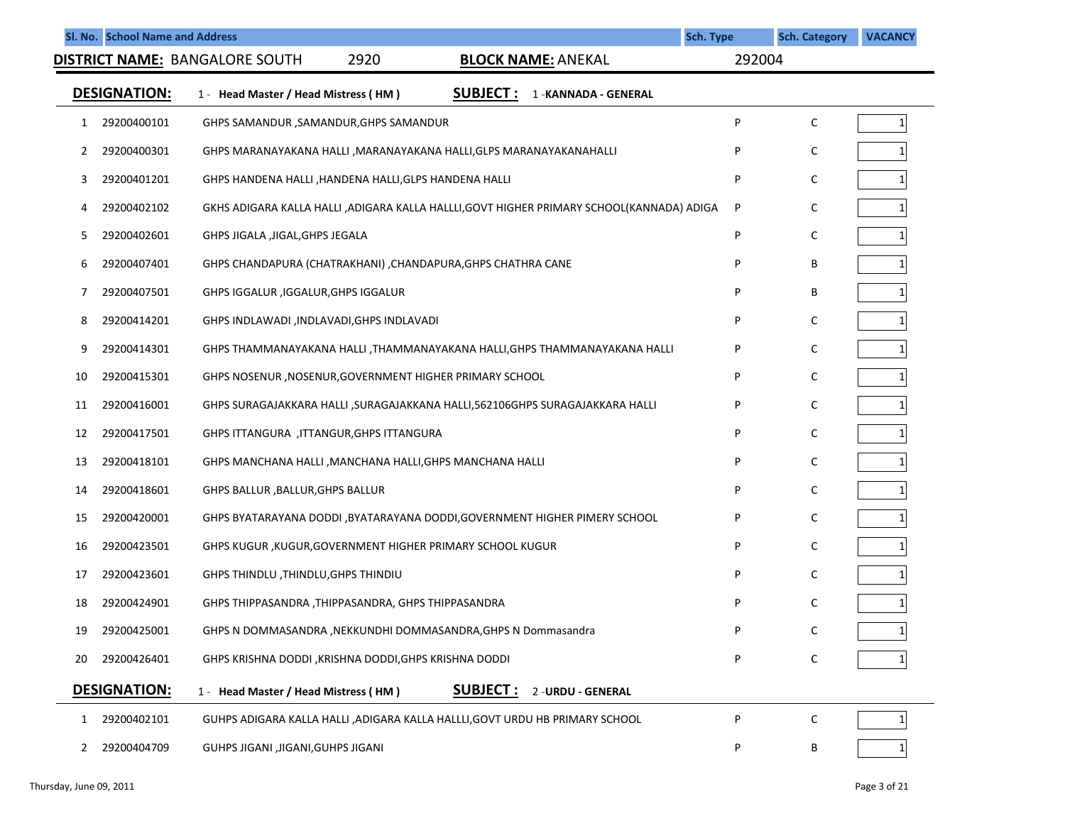| Sl. No. | School Name and Address | | Sch. Type | Sch. Category | VACANCY |
|---|---|---|---|---|---|

**DISTRICT NAME:** BANGALORE SOUTH 2920 **BLOCK NAME:** ANEKAL 292004

**DESIGNATION:** 1 - **Head Master / Head Mistress ( HM )** **SUBJECT :** 1 -**KANNADA - GENERAL**

| Sl. No. | School Code | School Name and Address | Sch. Type | Sch. Category | VACANCY |
|---|---|---|---|---|---|
| 1 | 29200400101 | GHPS SAMANDUR ,SAMANDUR,GHPS SAMANDUR | P | C | 1 |
| 2 | 29200400301 | GHPS MARANAYAKANA HALLI ,MARANAYAKANA HALLI,GLPS MARANAYAKANAHALLI | P | C | 1 |
| 3 | 29200401201 | GHPS HANDENA HALLI ,HANDENA HALLI,GLPS HANDENA HALLI | P | C | 1 |
| 4 | 29200402102 | GKHS ADIGARA KALLA HALLI ,ADIGARA KALLA HALLLI,GOVT HIGHER PRIMARY SCHOOL(KANNADA) ADIGA | P | C | 1 |
| 5 | 29200402601 | GHPS JIGALA ,JIGAL,GHPS JEGALA | P | C | 1 |
| 6 | 29200407401 | GHPS CHANDAPURA (CHATRAKHANI) ,CHANDAPURA,GHPS CHATHRA CANE | P | B | 1 |
| 7 | 29200407501 | GHPS IGGALUR ,IGGALUR,GHPS IGGALUR | P | B | 1 |
| 8 | 29200414201 | GHPS INDLAWADI ,INDLAVADI,GHPS INDLAVADI | P | C | 1 |
| 9 | 29200414301 | GHPS THAMMANAYAKANA HALLI ,THAMMANAYAKANA HALLI,GHPS THAMMANAYAKANA HALLI | P | C | 1 |
| 10 | 29200415301 | GHPS NOSENUR ,NOSENUR,GOVERNMENT HIGHER PRIMARY SCHOOL | P | C | 1 |
| 11 | 29200416001 | GHPS SURAGAJAKKARA HALLI ,SURAGAJAKKANA HALLI,562106GHPS SURAGAJAKKARA HALLI | P | C | 1 |
| 12 | 29200417501 | GHPS ITTANGURA ,ITTANGUR,GHPS ITTANGURA | P | C | 1 |
| 13 | 29200418101 | GHPS MANCHANA HALLI ,MANCHANA HALLI,GHPS MANCHANA HALLI | P | C | 1 |
| 14 | 29200418601 | GHPS BALLUR ,BALLUR,GHPS BALLUR | P | C | 1 |
| 15 | 29200420001 | GHPS BYATARAYANA DODDI ,BYATARAYANA DODDI,GOVERNMENT HIGHER PIMERY SCHOOL | P | C | 1 |
| 16 | 29200423501 | GHPS KUGUR ,KUGUR,GOVERNMENT HIGHER PRIMARY SCHOOL KUGUR | P | C | 1 |
| 17 | 29200423601 | GHPS THINDLU ,THINDLU,GHPS THINDIU | P | C | 1 |
| 18 | 29200424901 | GHPS THIPPASANDRA ,THIPPASANDRA, GHPS THIPPASANDRA | P | C | 1 |
| 19 | 29200425001 | GHPS N DOMMASANDRA ,NEKKUNDHI DOMMASANDRA,GHPS N Dommasandra | P | C | 1 |
| 20 | 29200426401 | GHPS KRISHNA DODDI ,KRISHNA DODDI,GHPS KRISHNA DODDI | P | C | 1 |

**DESIGNATION:** 1 - **Head Master / Head Mistress ( HM )** **SUBJECT :** 2 -**URDU - GENERAL**

| Sl. No. | School Code | School Name and Address | Sch. Type | Sch. Category | VACANCY |
|---|---|---|---|---|---|
| 1 | 29200402101 | GUHPS ADIGARA KALLA HALLI ,ADIGARA KALLA HALLLI,GOVT URDU HB PRIMARY SCHOOL | P | C | 1 |
| 2 | 29200404709 | GUHPS JIGANI ,JIGANI,GUHPS JIGANI | P | B | 1 |

Thursday, June 09, 2011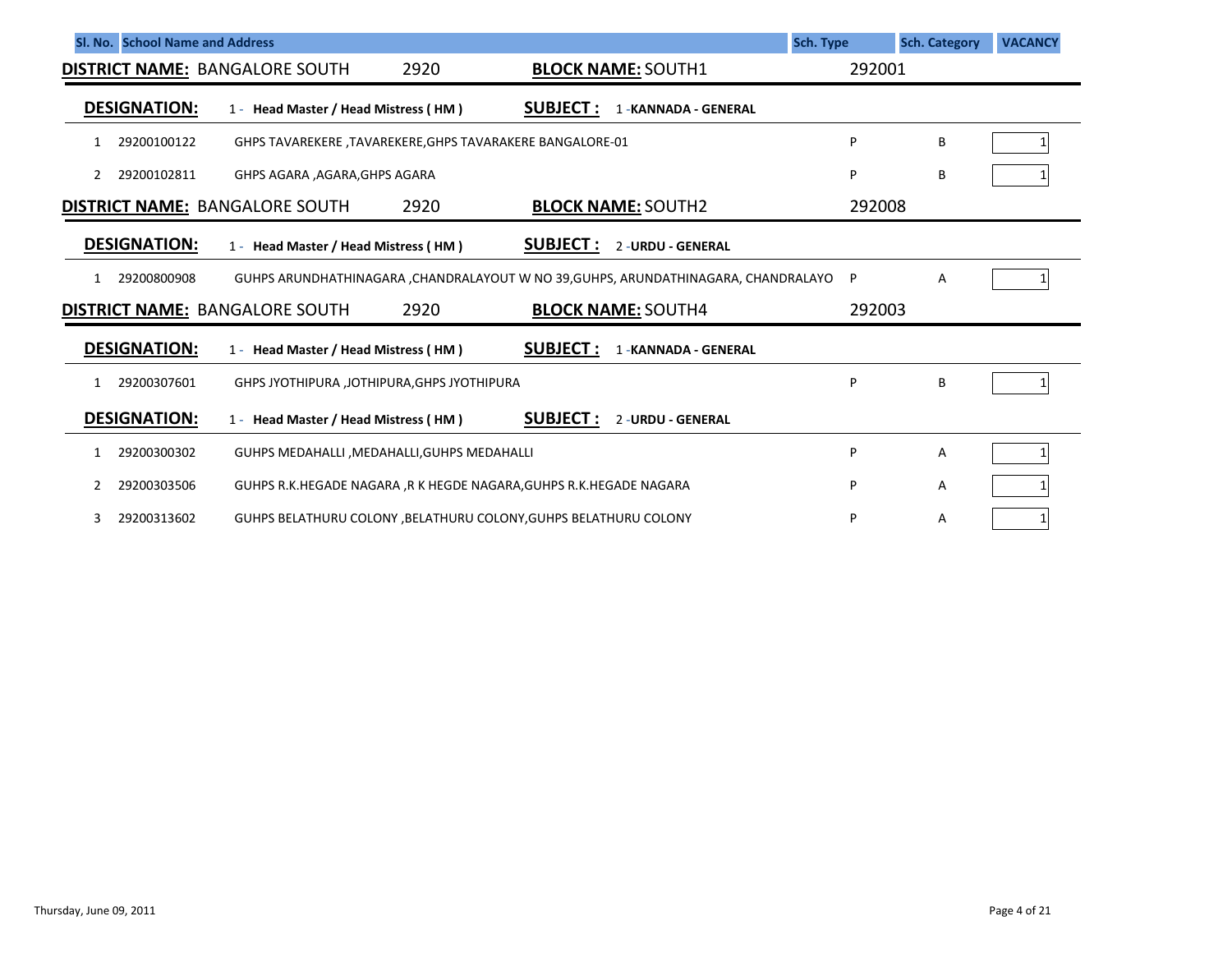| Sl. No. | School Name and Address | Sch. Type | Sch. Category | VACANCY |
|---|---|---|---|---|

**DISTRICT NAME:** BANGALORE SOUTH 2920 **BLOCK NAME:** SOUTH1 292001

**DESIGNATION:** 1 - Head Master / Head Mistress ( HM ) **SUBJECT :** 1 -KANNADA - GENERAL

| Sl. No. | Code | School Name and Address | Sch. Type | Sch. Category | VACANCY |
|---|---|---|---|---|---|
| 1 | 29200100122 | GHPS TAVAREKERE ,TAVAREKERE,GHPS TAVARAKERE BANGALORE-01 | P | B | 1 |
| 2 | 29200102811 | GHPS AGARA ,AGARA,GHPS AGARA | P | B | 1 |

**DISTRICT NAME:** BANGALORE SOUTH 2920 **BLOCK NAME:** SOUTH2 292008

**DESIGNATION:** 1 - Head Master / Head Mistress ( HM ) **SUBJECT :** 2 -URDU - GENERAL

| Sl. No. | Code | School Name and Address | Sch. Type | Sch. Category | VACANCY |
|---|---|---|---|---|---|
| 1 | 29200800908 | GUHPS ARUNDHATHINAGARA ,CHANDRALAYOUT W NO 39,GUHPS, ARUNDATHINAGARA, CHANDRALAYO | P | A | 1 |

**DISTRICT NAME:** BANGALORE SOUTH 2920 **BLOCK NAME:** SOUTH4 292003

**DESIGNATION:** 1 - Head Master / Head Mistress ( HM ) **SUBJECT :** 1 -KANNADA - GENERAL

| Sl. No. | Code | School Name and Address | Sch. Type | Sch. Category | VACANCY |
|---|---|---|---|---|---|
| 1 | 29200307601 | GHPS JYOTHIPURA ,JOTHIPURA,GHPS JYOTHIPURA | P | B | 1 |

**DESIGNATION:** 1 - Head Master / Head Mistress ( HM ) **SUBJECT :** 2 -URDU - GENERAL

| Sl. No. | Code | School Name and Address | Sch. Type | Sch. Category | VACANCY |
|---|---|---|---|---|---|
| 1 | 29200300302 | GUHPS MEDAHALLI ,MEDAHALLI,GUHPS MEDAHALLI | P | A | 1 |
| 2 | 29200303506 | GUHPS R.K.HEGADE NAGARA ,R K HEGDE NAGARA,GUHPS R.K.HEGADE NAGARA | P | A | 1 |
| 3 | 29200313602 | GUHPS BELATHURU COLONY ,BELATHURU COLONY,GUHPS BELATHURU COLONY | P | A | 1 |

Thursday, June 09, 2011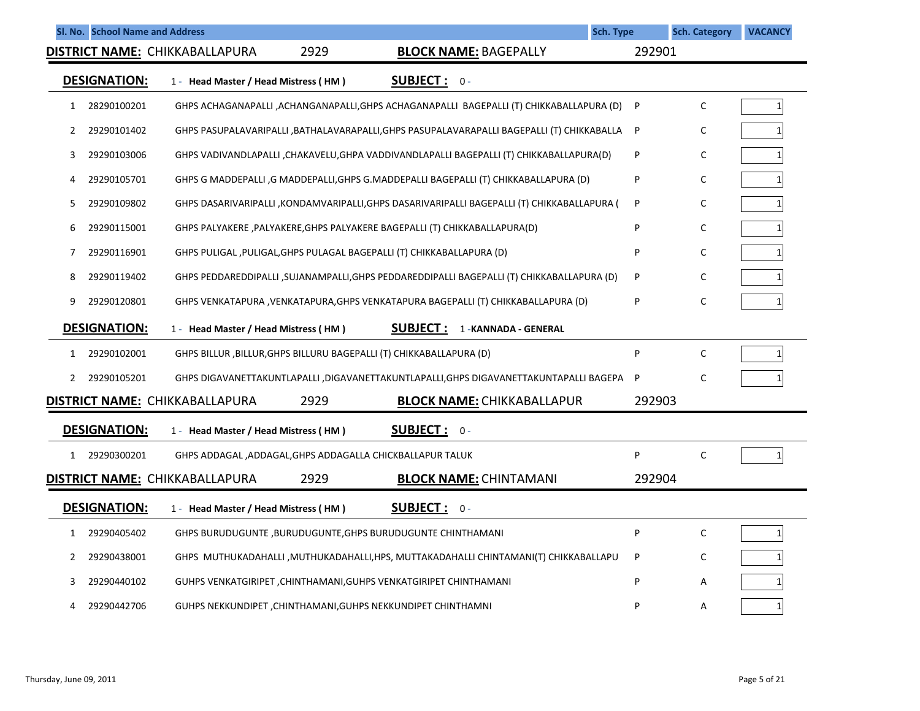| Sl. No. | School Name and Address | | Sch. Type | Sch. Category | VACANCY |
|---|---|---|---|---|---|

**DISTRICT NAME:** CHIKKABALLAPURA 2929 **BLOCK NAME:** BAGEPALLY 292901

**DESIGNATION:** 1 - **Head Master / Head Mistress ( HM )** **SUBJECT :** 0 -

| Sl. No. | Code | School Name and Address | Sch. Type | Sch. Category | VACANCY |
|---|---|---|---|---|---|
| 1 | 28290100201 | GHPS ACHAGANAPALLI ,ACHANGANAPALLI,GHPS ACHAGANAPALLI BAGEPALLI (T) CHIKKABALLAPURA (D) | P | C | 1 |
| 2 | 29290101402 | GHPS PASUPALAVARIPALLI ,BATHALAVARAPALLI,GHPS PASUPALAVARAPALLI BAGEPALLI (T) CHIKKABALLA | P | C | 1 |
| 3 | 29290103006 | GHPS VADIVANDLAPALLI ,CHAKAVELU,GHPA VADDIVANDLAPALLI BAGEPALLI (T) CHIKKABALLAPURA(D) | P | C | 1 |
| 4 | 29290105701 | GHPS G MADDEPALLI ,G MADDEPALLI,GHPS G.MADDEPALLI BAGEPALLI (T) CHIKKABALLAPURA (D) | P | C | 1 |
| 5 | 29290109802 | GHPS DASARIVARIPALLI ,KONDAMVARIPALLI,GHPS DASARIVARIPALLI BAGEPALLI (T) CHIKKABALLAPURA ( | P | C | 1 |
| 6 | 29290115001 | GHPS PALYAKERE ,PALYAKERE,GHPS PALYAKERE BAGEPALLI (T) CHIKKABALLAPURA(D) | P | C | 1 |
| 7 | 29290116901 | GHPS PULIGAL ,PULIGAL,GHPS PULAGAL BAGEPALLI (T) CHIKKABALLAPURA (D) | P | C | 1 |
| 8 | 29290119402 | GHPS PEDDAREDDIPALLI ,SUJANAMPALLI,GHPS PEDDAREDDIPALLI BAGEPALLI (T) CHIKKABALLAPURA (D) | P | C | 1 |
| 9 | 29290120801 | GHPS VENKATAPURA ,VENKATAPURA,GHPS VENKATAPURA BAGEPALLI (T) CHIKKABALLAPURA (D) | P | C | 1 |

**DESIGNATION:** 1 - **Head Master / Head Mistress ( HM )** **SUBJECT :** 1 -**KANNADA - GENERAL**

| Sl. No. | Code | School Name and Address | Sch. Type | Sch. Category | VACANCY |
|---|---|---|---|---|---|
| 1 | 29290102001 | GHPS BILLUR ,BILLUR,GHPS BILLURU BAGEPALLI (T) CHIKKABALLAPURA (D) | P | C | 1 |
| 2 | 29290105201 | GHPS DIGAVANETTAKUNTLAPALLI ,DIGAVANETTAKUNTLAPALLI,GHPS DIGAVANETTAKUNTAPALLI BAGEPA | P | C | 1 |

**DISTRICT NAME:** CHIKKABALLAPURA 2929 **BLOCK NAME:** CHIKKABALLAPUR 292903

**DESIGNATION:** 1 - **Head Master / Head Mistress ( HM )** **SUBJECT :** 0 -

| Sl. No. | Code | School Name and Address | Sch. Type | Sch. Category | VACANCY |
|---|---|---|---|---|---|
| 1 | 29290300201 | GHPS ADDAGAL ,ADDAGAL,GHPS ADDAGALLA CHICKBALLAPUR TALUK | P | C | 1 |

**DISTRICT NAME:** CHIKKABALLAPURA 2929 **BLOCK NAME:** CHINTAMANI 292904

**DESIGNATION:** 1 - **Head Master / Head Mistress ( HM )** **SUBJECT :** 0 -

| Sl. No. | Code | School Name and Address | Sch. Type | Sch. Category | VACANCY |
|---|---|---|---|---|---|
| 1 | 29290405402 | GHPS BURUDUGUNTE ,BURUDUGUNTE,GHPS BURUDUGUNTE CHINTHAMANI | P | C | 1 |
| 2 | 29290438001 | GHPS MUTHUKADAHALLI ,MUTHUKADAHALLI,HPS, MUTTAKADAHALLI CHINTAMANI(T) CHIKKABALLAPU | P | C | 1 |
| 3 | 29290440102 | GUHPS VENKATGIRIPET ,CHINTHAMANI,GUHPS VENKATGIRIPET CHINTHAMANI | P | A | 1 |
| 4 | 29290442706 | GUHPS NEKKUNDIPET ,CHINTHAMANI,GUHPS NEKKUNDIPET CHINTHAMNI | P | A | 1 |

Thursday, June 09, 2011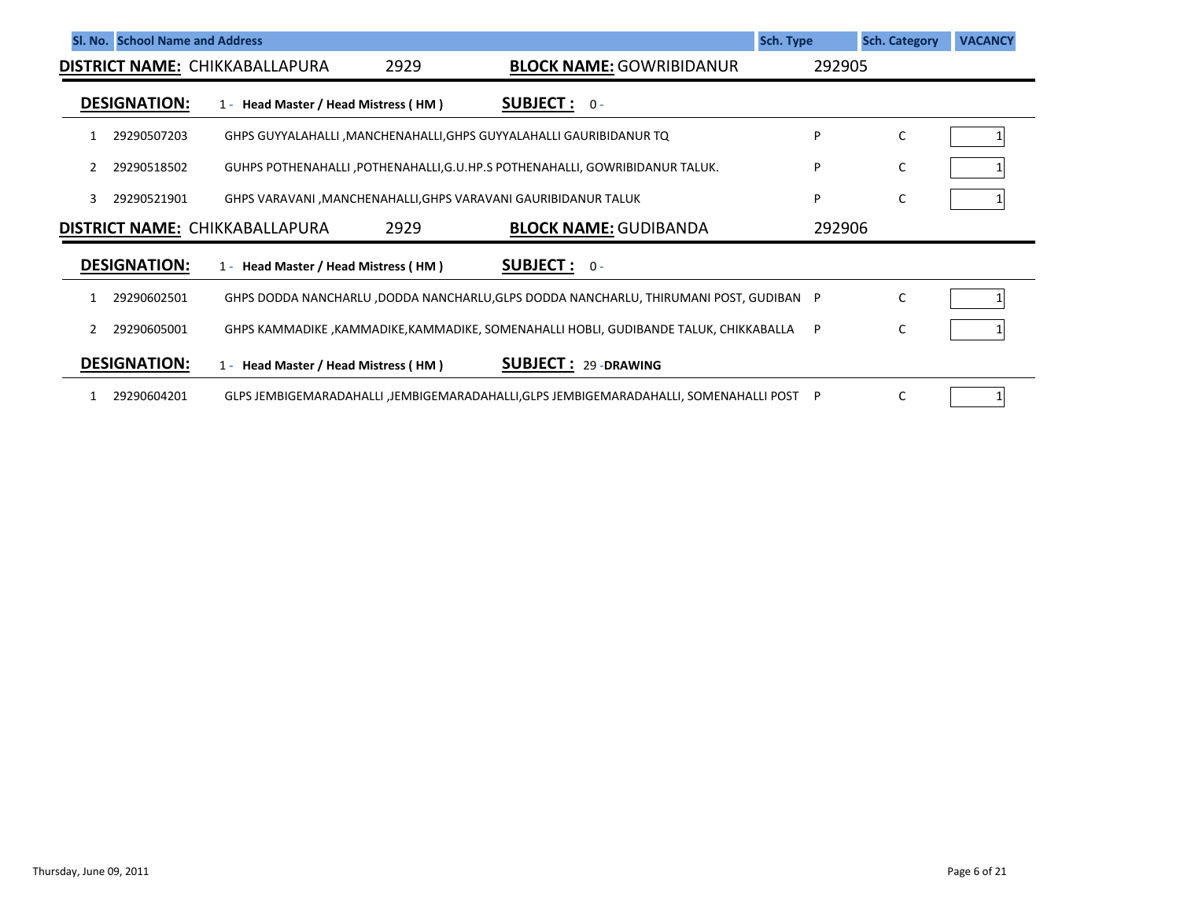| Sl. No. | School Name and Address | Sch. Type | Sch. Category | VACANCY |
|---|---|---|---|---|

**DISTRICT NAME:** CHIKKABALLAPURA 2929 **BLOCK NAME:** GOWRIBIDANUR 292905

**DESIGNATION:** 1 - **Head Master / Head Mistress ( HM )** **SUBJECT :** 0 -

| Sl. No. | Code | School Name and Address | Sch. Type | Sch. Category | VACANCY |
|---|---|---|---|---|---|
| 1 | 29290507203 | GHPS GUYYALAHALLI ,MANCHENAHALLI,GHPS GUYYALAHALLI GAURIBIDANUR TQ | P | C | 1 |
| 2 | 29290518502 | GUHPS POTHENAHALLI ,POTHENAHALLI,G.U.HP.S POTHENAHALLI, GOWRIBIDANUR TALUK. | P | C | 1 |
| 3 | 29290521901 | GHPS VARAVANI ,MANCHENAHALLI,GHPS VARAVANI GAURIBIDANUR TALUK | P | C | 1 |

**DISTRICT NAME:** CHIKKABALLAPURA 2929 **BLOCK NAME:** GUDIBANDA 292906

**DESIGNATION:** 1 - **Head Master / Head Mistress ( HM )** **SUBJECT :** 0 -

| Sl. No. | Code | School Name and Address | Sch. Type | Sch. Category | VACANCY |
|---|---|---|---|---|---|
| 1 | 29290602501 | GHPS DODDA NANCHARLU ,DODDA NANCHARLU,GLPS DODDA NANCHARLU, THIRUMANI POST, GUDIBAN | P | C | 1 |
| 2 | 29290605001 | GHPS KAMMADIKE ,KAMMADIKE,KAMMADIKE, SOMENAHALLI HOBLI, GUDIBANDE TALUK, CHIKKABALLA | P | C | 1 |

**DESIGNATION:** 1 - **Head Master / Head Mistress ( HM )** **SUBJECT :** 29 -**DRAWING**

| Sl. No. | Code | School Name and Address | Sch. Type | Sch. Category | VACANCY |
|---|---|---|---|---|---|
| 1 | 29290604201 | GLPS JEMBIGEMARADAHALLI ,JEMBIGEMARADAHALLI,GLPS JEMBIGEMARADAHALLI, SOMENAHALLI POST | P | C | 1 |

Thursday, June 09, 2011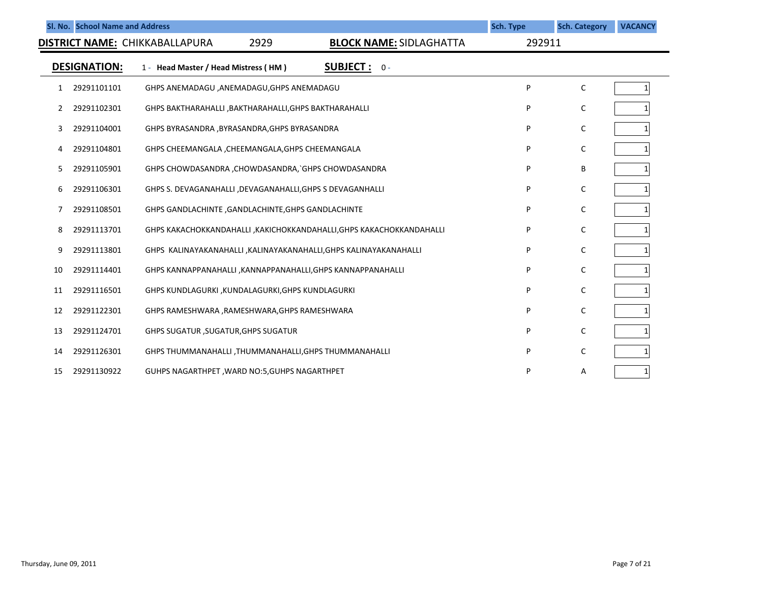**DISTRICT NAME:** CHIKKABALLAPURA 2929 **BLOCK NAME:** SIDLAGHATTA 292911

**DESIGNATION:** 1 - **Head Master / Head Mistress ( HM )** **SUBJECT :** 0 -

| Sl. No. | | School Name and Address | Sch. Type | Sch. Category | VACANCY |
|---|---|---|---|---|---|
| 1 | 29291101101 | GHPS ANEMADAGU ,ANEMADAGU,GHPS ANEMADAGU | P | C | 1 |
| 2 | 29291102301 | GHPS BAKTHARAHALLI ,BAKTHARAHALLI,GHPS BAKTHARAHALLI | P | C | 1 |
| 3 | 29291104001 | GHPS BYRASANDRA ,BYRASANDRA,GHPS BYRASANDRA | P | C | 1 |
| 4 | 29291104801 | GHPS CHEEMANGALA ,CHEEMANGALA,GHPS CHEEMANGALA | P | C | 1 |
| 5 | 29291105901 | GHPS CHOWDASANDRA ,CHOWDASANDRA,`GHPS CHOWDASANDRA | P | B | 1 |
| 6 | 29291106301 | GHPS S. DEVAGANAHALLI ,DEVAGANAHALLI,GHPS S DEVAGANHALLI | P | C | 1 |
| 7 | 29291108501 | GHPS GANDLACHINTE ,GANDLACHINTE,GHPS GANDLACHINTE | P | C | 1 |
| 8 | 29291113701 | GHPS KAKACHOKKANDAHALLI ,KAKICHOKKANDAHALLI,GHPS KAKACHOKKANDAHALLI | P | C | 1 |
| 9 | 29291113801 | GHPS KALINAYAKANAHALLI ,KALINAYAKANAHALLI,GHPS KALINAYAKANAHALLI | P | C | 1 |
| 10 | 29291114401 | GHPS KANNAPPANAHALLI ,KANNAPPANAHALLI,GHPS KANNAPPANAHALLI | P | C | 1 |
| 11 | 29291116501 | GHPS KUNDLAGURKI ,KUNDALAGURKI,GHPS KUNDLAGURKI | P | C | 1 |
| 12 | 29291122301 | GHPS RAMESHWARA ,RAMESHWARA,GHPS RAMESHWARA | P | C | 1 |
| 13 | 29291124701 | GHPS SUGATUR ,SUGATUR,GHPS SUGATUR | P | C | 1 |
| 14 | 29291126301 | GHPS THUMMANAHALLI ,THUMMANAHALLI,GHPS THUMMANAHALLI | P | C | 1 |
| 15 | 29291130922 | GUHPS NAGARTHPET ,WARD NO:5,GUHPS NAGARTHPET | P | A | 1 |

Thursday, June 09, 2011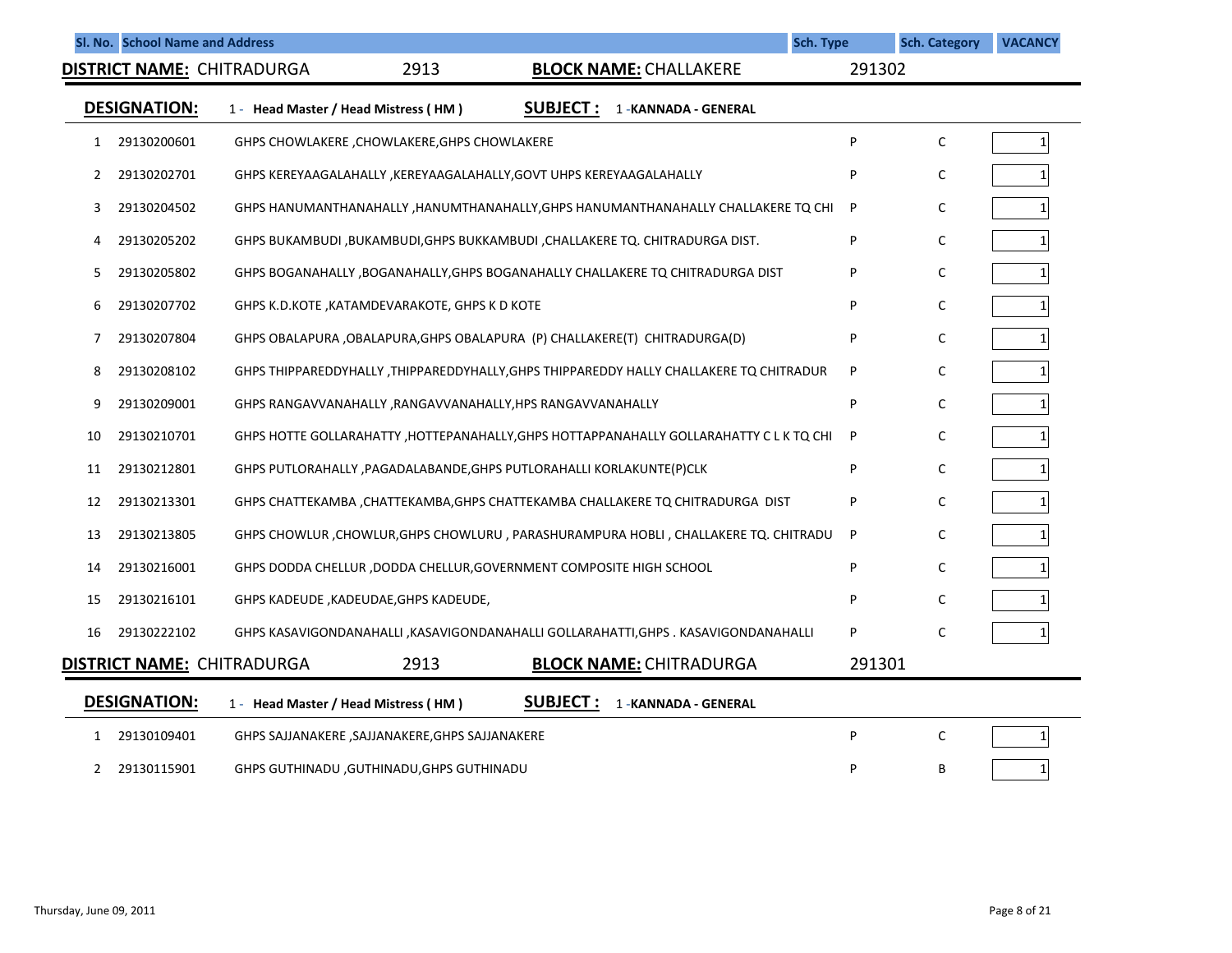| Sl. No. | School Name and Address | | Sch. Type | Sch. Category | VACANCY |
|---|---|---|---|---|---|

**DISTRICT NAME:** CHITRADURGA 2913 **BLOCK NAME:** CHALLAKERE 291302

**DESIGNATION:** 1 - **Head Master / Head Mistress ( HM )** **SUBJECT :** 1 -**KANNADA - GENERAL**

| Sl. No. | Code | School Name and Address | Sch. Type | Sch. Category | VACANCY |
|---|---|---|---|---|---|
| 1 | 29130200601 | GHPS CHOWLAKERE ,CHOWLAKERE,GHPS CHOWLAKERE | P | C | 1 |
| 2 | 29130202701 | GHPS KEREYAAGALAHALLY ,KEREYAAGALAHALLY,GOVT UHPS KEREYAAGALAHALLY | P | C | 1 |
| 3 | 29130204502 | GHPS HANUMANTHANAHALLY ,HANUMTHANAHALLY,GHPS HANUMANTHANAHALLY CHALLAKERE TQ CHI | P | C | 1 |
| 4 | 29130205202 | GHPS BUKAMBUDI ,BUKAMBUDI,GHPS BUKKAMBUDI ,CHALLAKERE TQ. CHITRADURGA DIST. | P | C | 1 |
| 5 | 29130205802 | GHPS BOGANAHALLY ,BOGANAHALLY,GHPS BOGANAHALLY CHALLAKERE TQ CHITRADURGA DIST | P | C | 1 |
| 6 | 29130207702 | GHPS K.D.KOTE ,KATAMDEVARAKOTE, GHPS K D KOTE | P | C | 1 |
| 7 | 29130207804 | GHPS OBALAPURA ,OBALAPURA,GHPS OBALAPURA (P) CHALLAKERE(T) CHITRADURGA(D) | P | C | 1 |
| 8 | 29130208102 | GHPS THIPPAREDDYHALLY ,THIPPAREDDYHALLY,GHPS THIPPAREDDY HALLY CHALLAKERE TQ CHITRADUR | P | C | 1 |
| 9 | 29130209001 | GHPS RANGAVVANAHALLY ,RANGAVVANAHALLY,HPS RANGAVVANAHALLY | P | C | 1 |
| 10 | 29130210701 | GHPS HOTTE GOLLARAHATTY ,HOTTEPANAHALLY,GHPS HOTTAPPANAHALLY GOLLARAHATTY C L K TQ CHI | P | C | 1 |
| 11 | 29130212801 | GHPS PUTLORAHALLY ,PAGADALABANDE,GHPS PUTLORAHALLI KORLAKUNTE(P)CLK | P | C | 1 |
| 12 | 29130213301 | GHPS CHATTEKAMBA ,CHATTEKAMBA,GHPS CHATTEKAMBA CHALLAKERE TQ CHITRADURGA DIST | P | C | 1 |
| 13 | 29130213805 | GHPS CHOWLUR ,CHOWLUR,GHPS CHOWLURU , PARASHURAMPURA HOBLI , CHALLAKERE TQ. CHITRADU | P | C | 1 |
| 14 | 29130216001 | GHPS DODDA CHELLUR ,DODDA CHELLUR,GOVERNMENT COMPOSITE HIGH SCHOOL | P | C | 1 |
| 15 | 29130216101 | GHPS KADEUDE ,KADEUDAE,GHPS KADEUDE, | P | C | 1 |
| 16 | 29130222102 | GHPS KASAVIGONDANAHALLI ,KASAVIGONDANAHALLI GOLLARAHATTI,GHPS . KASAVIGONDANAHALLI | P | C | 1 |

**DISTRICT NAME:** CHITRADURGA 2913 **BLOCK NAME:** CHITRADURGA 291301

**DESIGNATION:** 1 - **Head Master / Head Mistress ( HM )** **SUBJECT :** 1 -**KANNADA - GENERAL**

| Sl. No. | Code | School Name and Address | Sch. Type | Sch. Category | VACANCY |
|---|---|---|---|---|---|
| 1 | 29130109401 | GHPS SAJJANAKERE ,SAJJANAKERE,GHPS SAJJANAKERE | P | C | 1 |
| 2 | 29130115901 | GHPS GUTHINADU ,GUTHINADU,GHPS GUTHINADU | P | B | 1 |

Thursday, June 09, 2011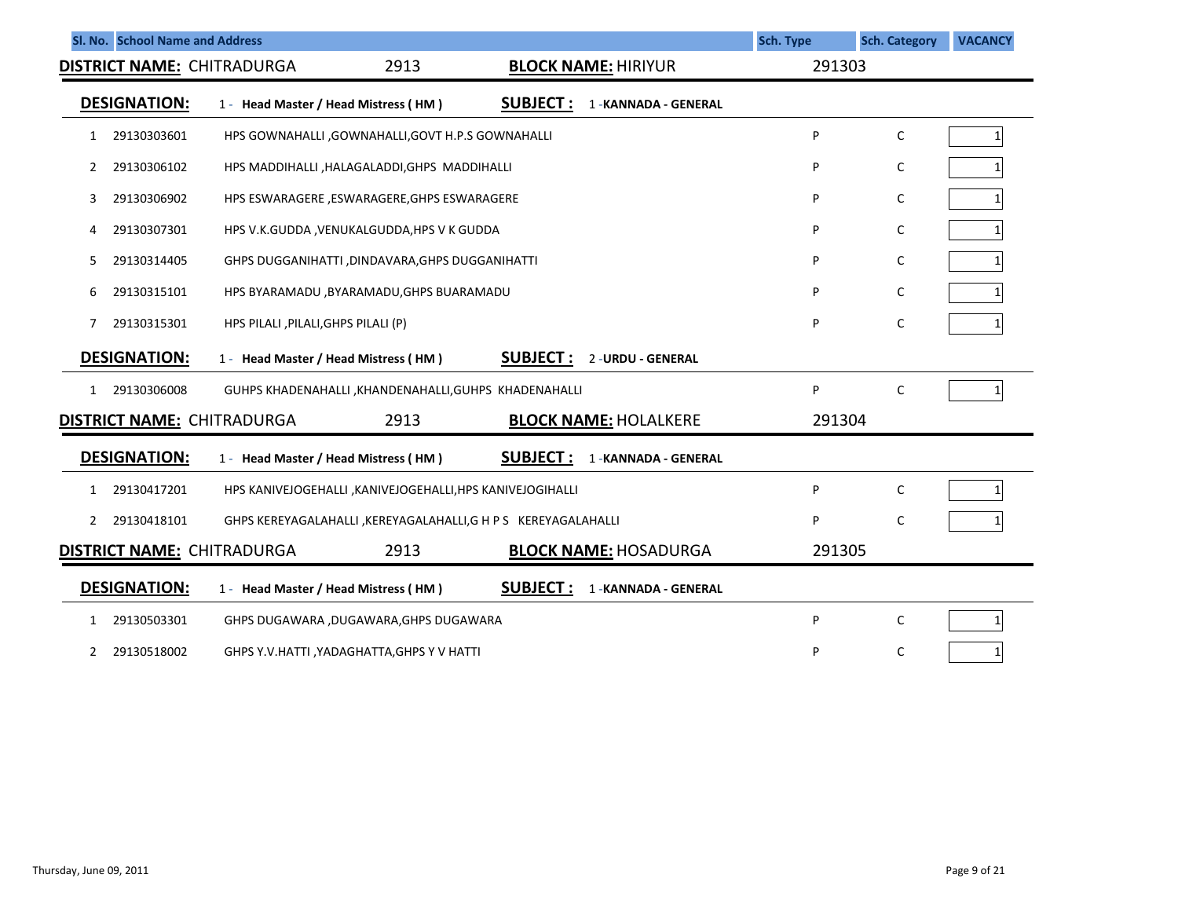| Sl. No. | School Name and Address | | Sch. Type | Sch. Category | VACANCY |
|---|---|---|---|---|---|

**DISTRICT NAME:** CHITRADURGA 2913 **BLOCK NAME:** HIRIYUR 291303

**DESIGNATION:** 1 - **Head Master / Head Mistress ( HM )** **SUBJECT :** 1 -**KANNADA - GENERAL**

| Sl. No. | | School Name and Address | Sch. Type | Sch. Category | VACANCY |
|---|---|---|---|---|---|
| 1 | 29130303601 | HPS GOWNAHALLI ,GOWNAHALLI,GOVT H.P.S GOWNAHALLI | P | C | 1 |
| 2 | 29130306102 | HPS MADDIHALLI ,HALAGALADDI,GHPS MADDIHALLI | P | C | 1 |
| 3 | 29130306902 | HPS ESWARAGERE ,ESWARAGERE,GHPS ESWARAGERE | P | C | 1 |
| 4 | 29130307301 | HPS V.K.GUDDA ,VENUKALGUDDA,HPS V K GUDDA | P | C | 1 |
| 5 | 29130314405 | GHPS DUGGANIHATTI ,DINDAVARA,GHPS DUGGANIHATTI | P | C | 1 |
| 6 | 29130315101 | HPS BYARAMADU ,BYARAMADU,GHPS BUARAMADU | P | C | 1 |
| 7 | 29130315301 | HPS PILALI ,PILALI,GHPS PILALI (P) | P | C | 1 |

**DESIGNATION:** 1 - **Head Master / Head Mistress ( HM )** **SUBJECT :** 2 -**URDU - GENERAL**

| Sl. No. | | School Name and Address | Sch. Type | Sch. Category | VACANCY |
|---|---|---|---|---|---|
| 1 | 29130306008 | GUHPS KHADENAHALLI ,KHANDENAHALLI,GUHPS KHADENAHALLI | P | C | 1 |

**DISTRICT NAME:** CHITRADURGA 2913 **BLOCK NAME:** HOLALKERE 291304

**DESIGNATION:** 1 - **Head Master / Head Mistress ( HM )** **SUBJECT :** 1 -**KANNADA - GENERAL**

| Sl. No. | | School Name and Address | Sch. Type | Sch. Category | VACANCY |
|---|---|---|---|---|---|
| 1 | 29130417201 | HPS KANIVEJOGEHALLI ,KANIVEJOGEHALLI,HPS KANIVEJOGIHALLI | P | C | 1 |
| 2 | 29130418101 | GHPS KEREYAGALAHALLI ,KEREYAGALAHALLI,G H P S KEREYAGALAHALLI | P | C | 1 |

**DISTRICT NAME:** CHITRADURGA 2913 **BLOCK NAME:** HOSADURGA 291305

**DESIGNATION:** 1 - **Head Master / Head Mistress ( HM )** **SUBJECT :** 1 -**KANNADA - GENERAL**

| Sl. No. | | School Name and Address | Sch. Type | Sch. Category | VACANCY |
|---|---|---|---|---|---|
| 1 | 29130503301 | GHPS DUGAWARA ,DUGAWARA,GHPS DUGAWARA | P | C | 1 |
| 2 | 29130518002 | GHPS Y.V.HATTI ,YADAGHATTA,GHPS Y V HATTI | P | C | 1 |

Thursday, June 09, 2011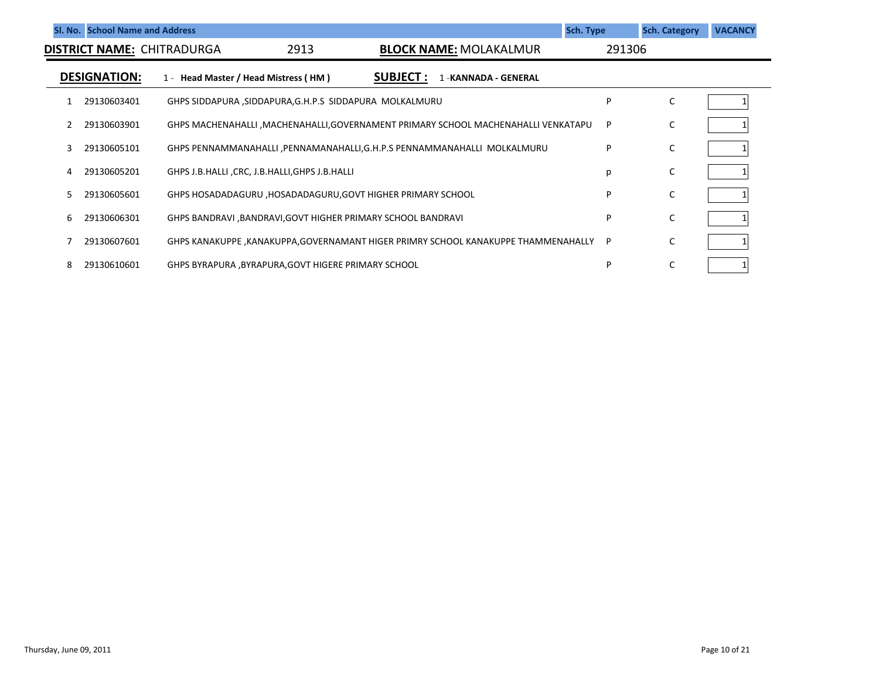| Sl. No. | School Name and Address | | Sch. Type | Sch. Category | VACANCY |
|---|---|---|---|---|---|

**DISTRICT NAME:** CHITRADURGA 2913 **BLOCK NAME:** MOLAKALMUR 291306

**DESIGNATION:** 1 - **Head Master / Head Mistress ( HM )** **SUBJECT :** 1 -**KANNADA - GENERAL**

| Sl. No. | Code | School Name and Address | Sch. Type | Sch. Category | VACANCY |
|---|---|---|---|---|---|
| 1 | 29130603401 | GHPS SIDDAPURA ,SIDDAPURA,G.H.P.S SIDDAPURA MOLKALMURU | P | C | 1 |
| 2 | 29130603901 | GHPS MACHENAHALLI ,MACHENAHALLI,GOVERNAMENT PRIMARY SCHOOL MACHENAHALLI VENKATAPU | P | C | 1 |
| 3 | 29130605101 | GHPS PENNAMMANAHALLI ,PENNAMANAHALLI,G.H.P.S PENNAMMANAHALLI MOLKALMURU | P | C | 1 |
| 4 | 29130605201 | GHPS J.B.HALLI ,CRC, J.B.HALLI,GHPS J.B.HALLI | p | C | 1 |
| 5 | 29130605601 | GHPS HOSADADAGURU ,HOSADADAGURU,GOVT HIGHER PRIMARY SCHOOL | P | C | 1 |
| 6 | 29130606301 | GHPS BANDRAVI ,BANDRAVI,GOVT HIGHER PRIMARY SCHOOL BANDRAVI | P | C | 1 |
| 7 | 29130607601 | GHPS KANAKUPPE ,KANAKUPPA,GOVERNAMANT HIGER PRIMRY SCHOOL KANAKUPPE THAMMENAHALLY | P | C | 1 |
| 8 | 29130610601 | GHPS BYRAPURA ,BYRAPURA,GOVT HIGERE PRIMARY SCHOOL | P | C | 1 |

Thursday, June 09, 2011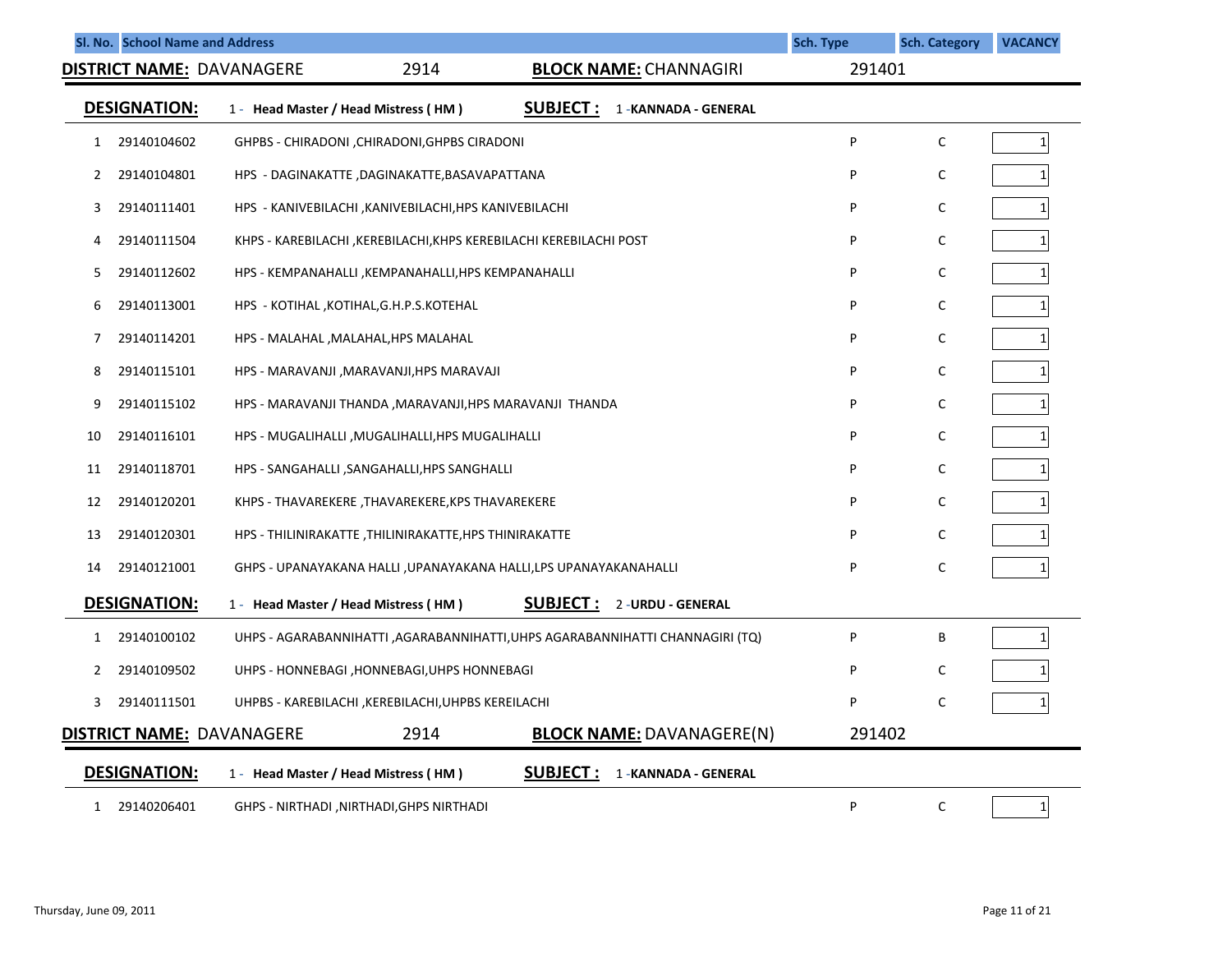| Sl. No. | School Name and Address | | Sch. Type | Sch. Category | VACANCY |
|---|---|---|---|---|---|

**DISTRICT NAME:** DAVANAGERE 2914 **BLOCK NAME:** CHANNAGIRI 291401

**DESIGNATION:** 1 - **Head Master / Head Mistress ( HM )** **SUBJECT :** 1 -**KANNADA - GENERAL**

| Sl. No. | Code | School Name and Address | Sch. Type | Sch. Category | VACANCY |
|---|---|---|---|---|---|
| 1 | 29140104602 | GHPBS - CHIRADONI ,CHIRADONI,GHPBS CIRADONI | P | C | 1 |
| 2 | 29140104801 | HPS - DAGINAKATTE ,DAGINAKATTE,BASAVAPATTANA | P | C | 1 |
| 3 | 29140111401 | HPS - KANIVEBILACHI ,KANIVEBILACHI,HPS KANIVEBILACHI | P | C | 1 |
| 4 | 29140111504 | KHPS - KAREBILACHI ,KEREBILACHI,KHPS KEREBILACHI KEREBILACHI POST | P | C | 1 |
| 5 | 29140112602 | HPS - KEMPANAHALLI ,KEMPANAHALLI,HPS KEMPANAHALLI | P | C | 1 |
| 6 | 29140113001 | HPS - KOTIHAL ,KOTIHAL,G.H.P.S.KOTEHAL | P | C | 1 |
| 7 | 29140114201 | HPS - MALAHAL ,MALAHAL,HPS MALAHAL | P | C | 1 |
| 8 | 29140115101 | HPS - MARAVANJI ,MARAVANJI,HPS MARAVAJI | P | C | 1 |
| 9 | 29140115102 | HPS - MARAVANJI THANDA ,MARAVANJI,HPS MARAVANJI THANDA | P | C | 1 |
| 10 | 29140116101 | HPS - MUGALIHALLI ,MUGALIHALLI,HPS MUGALIHALLI | P | C | 1 |
| 11 | 29140118701 | HPS - SANGAHALLI ,SANGAHALLI,HPS SANGHALLI | P | C | 1 |
| 12 | 29140120201 | KHPS - THAVAREKERE ,THAVAREKERE,KPS THAVAREKERE | P | C | 1 |
| 13 | 29140120301 | HPS - THILINIRAKATTE ,THILINIRAKATTE,HPS THINIRAKATTE | P | C | 1 |
| 14 | 29140121001 | GHPS - UPANAYAKANA HALLI ,UPANAYAKANA HALLI,LPS UPANAYAKANAHALLI | P | C | 1 |

**DESIGNATION:** 1 - **Head Master / Head Mistress ( HM )** **SUBJECT :** 2 -**URDU - GENERAL**

| Sl. No. | Code | School Name and Address | Sch. Type | Sch. Category | VACANCY |
|---|---|---|---|---|---|
| 1 | 29140100102 | UHPS - AGARABANNIHATTI ,AGARABANNIHATTI,UHPS AGARABANNIHATTI CHANNAGIRI (TQ) | P | B | 1 |
| 2 | 29140109502 | UHPS - HONNEBAGI ,HONNEBAGI,UHPS HONNEBAGI | P | C | 1 |
| 3 | 29140111501 | UHPBS - KAREBILACHI ,KEREBILACHI,UHPBS KEREILACHI | P | C | 1 |

**DISTRICT NAME:** DAVANAGERE 2914 **BLOCK NAME:** DAVANAGERE(N) 291402

**DESIGNATION:** 1 - **Head Master / Head Mistress ( HM )** **SUBJECT :** 1 -**KANNADA - GENERAL**

| Sl. No. | Code | School Name and Address | Sch. Type | Sch. Category | VACANCY |
|---|---|---|---|---|---|
| 1 | 29140206401 | GHPS - NIRTHADI ,NIRTHADI,GHPS NIRTHADI | P | C | 1 |

Thursday, June 09, 2011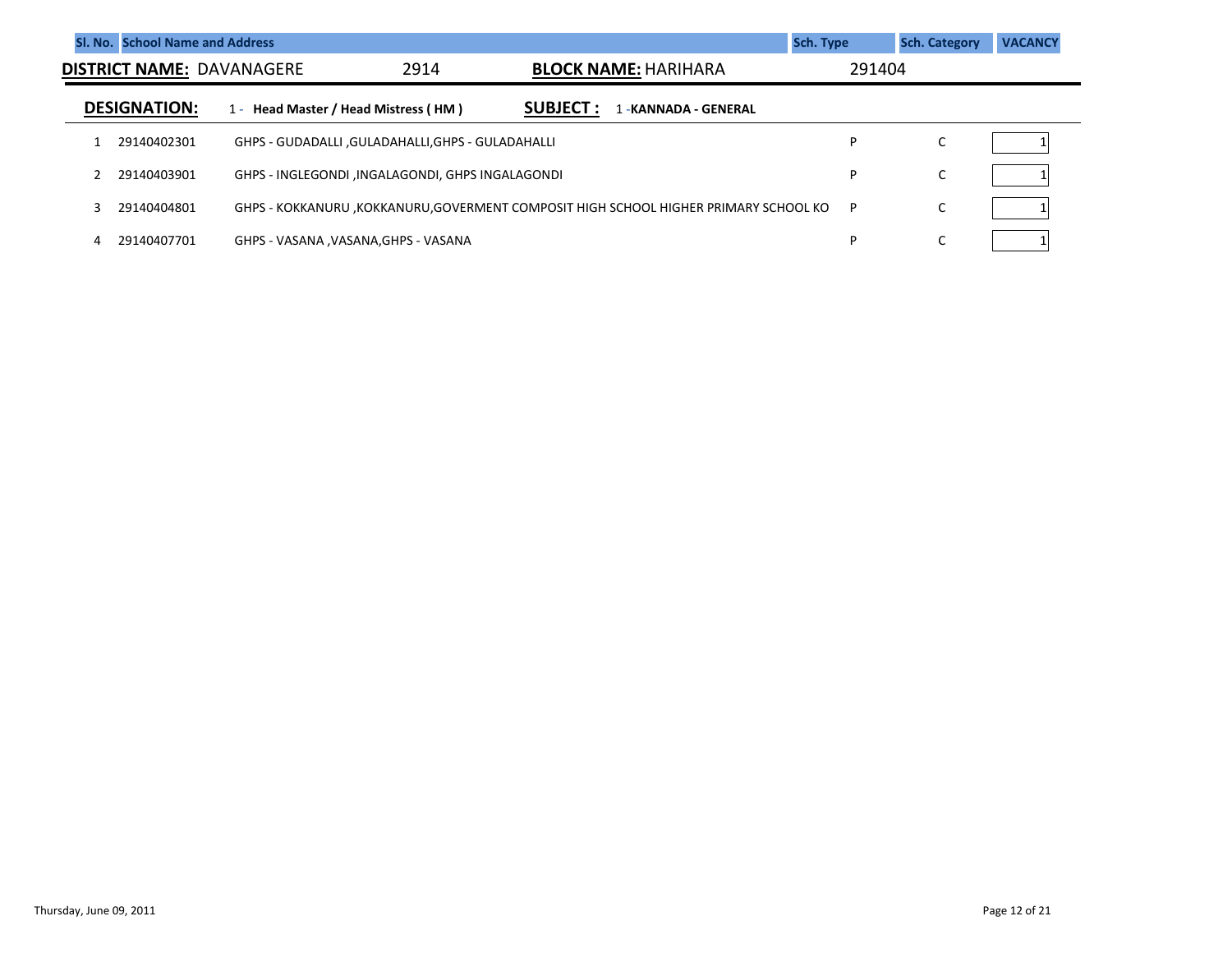| Sl. No. | School Name and Address | | Sch. Type | Sch. Category | VACANCY |
|---|---|---|---|---|---|

**DISTRICT NAME:** DAVANAGERE 2914 **BLOCK NAME:** HARIHARA 291404

**DESIGNATION:** 1 - **Head Master / Head Mistress ( HM )** **SUBJECT :** 1 -**KANNADA - GENERAL**

| Sl. No. | Code | School Name and Address | Sch. Type | Sch. Category | VACANCY |
|---|---|---|---|---|---|
| 1 | 29140402301 | GHPS - GUDADALLI ,GULADAHALLI,GHPS - GULADAHALLI | P | C | 1 |
| 2 | 29140403901 | GHPS - INGLEGONDI ,INGALAGONDI, GHPS INGALAGONDI | P | C | 1 |
| 3 | 29140404801 | GHPS - KOKKANURU ,KOKKANURU,GOVERMENT COMPOSIT HIGH SCHOOL HIGHER PRIMARY SCHOOL KO | P | C | 1 |
| 4 | 29140407701 | GHPS - VASANA ,VASANA,GHPS - VASANA | P | C | 1 |

Thursday, June 09, 2011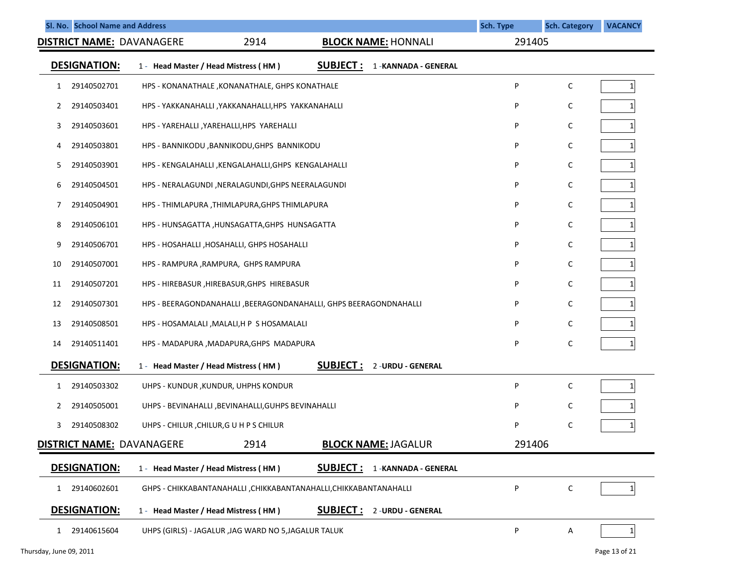| Sl. No. | School Name and Address | Sch. Type | Sch. Category | VACANCY |
|---|---|---|---|---|

**DISTRICT NAME:** DAVANAGERE 2914 **BLOCK NAME:** HONNALI 291405

**DESIGNATION:** 1 - **Head Master / Head Mistress ( HM )** **SUBJECT :** 1 -**KANNADA - GENERAL**

| Sl. No. | Code | School Name and Address | Sch. Type | Sch. Category | VACANCY |
|---|---|---|---|---|---|
| 1 | 29140502701 | HPS - KONANATHALE ,KONANATHALE, GHPS KONATHALE | P | C | 1 |
| 2 | 29140503401 | HPS - YAKKANAHALLI ,YAKKANAHALLI,HPS YAKKANAHALLI | P | C | 1 |
| 3 | 29140503601 | HPS - YAREHALLI ,YAREHALLI,HPS YAREHALLI | P | C | 1 |
| 4 | 29140503801 | HPS - BANNIKODU ,BANNIKODU,GHPS BANNIKODU | P | C | 1 |
| 5 | 29140503901 | HPS - KENGALAHALLI ,KENGALAHALLI,GHPS KENGALAHALLI | P | C | 1 |
| 6 | 29140504501 | HPS - NERALAGUNDI ,NERALAGUNDI,GHPS NEERALAGUNDI | P | C | 1 |
| 7 | 29140504901 | HPS - THIMLAPURA ,THIMLAPURA,GHPS THIMLAPURA | P | C | 1 |
| 8 | 29140506101 | HPS - HUNSAGATTA ,HUNSAGATTA,GHPS HUNSAGATTA | P | C | 1 |
| 9 | 29140506701 | HPS - HOSAHALLI ,HOSAHALLI, GHPS HOSAHALLI | P | C | 1 |
| 10 | 29140507001 | HPS - RAMPURA ,RAMPURA, GHPS RAMPURA | P | C | 1 |
| 11 | 29140507201 | HPS - HIREBASUR ,HIREBASUR,GHPS HIREBASUR | P | C | 1 |
| 12 | 29140507301 | HPS - BEERAGONDANAHALLI ,BEERAGONDANAHALLI, GHPS BEERAGONDNAHALLI | P | C | 1 |
| 13 | 29140508501 | HPS - HOSAMALALI ,MALALI,H P S HOSAMALALI | P | C | 1 |
| 14 | 29140511401 | HPS - MADAPURA ,MADAPURA,GHPS MADAPURA | P | C | 1 |

**DESIGNATION:** 1 - **Head Master / Head Mistress ( HM )** **SUBJECT :** 2 -**URDU - GENERAL**

| Sl. No. | Code | School Name and Address | Sch. Type | Sch. Category | VACANCY |
|---|---|---|---|---|---|
| 1 | 29140503302 | UHPS - KUNDUR ,KUNDUR, UHPHS KONDUR | P | C | 1 |
| 2 | 29140505001 | UHPS - BEVINAHALLI ,BEVINAHALLI,GUHPS BEVINAHALLI | P | C | 1 |
| 3 | 29140508302 | UHPS - CHILUR ,CHILUR,G U H P S CHILUR | P | C | 1 |

**DISTRICT NAME:** DAVANAGERE 2914 **BLOCK NAME:** JAGALUR 291406

**DESIGNATION:** 1 - **Head Master / Head Mistress ( HM )** **SUBJECT :** 1 -**KANNADA - GENERAL**

| Sl. No. | Code | School Name and Address | Sch. Type | Sch. Category | VACANCY |
|---|---|---|---|---|---|
| 1 | 29140602601 | GHPS - CHIKKABANTANAHALLI ,CHIKKABANTANAHALLI,CHIKKABANTANAHALLI | P | C | 1 |

**DESIGNATION:** 1 - **Head Master / Head Mistress ( HM )** **SUBJECT :** 2 -**URDU - GENERAL**

| Sl. No. | Code | School Name and Address | Sch. Type | Sch. Category | VACANCY |
|---|---|---|---|---|---|
| 1 | 29140615604 | UHPS (GIRLS) - JAGALUR ,JAG WARD NO 5,JAGALUR TALUK | P | A | 1 |

Thursday, June 09, 2011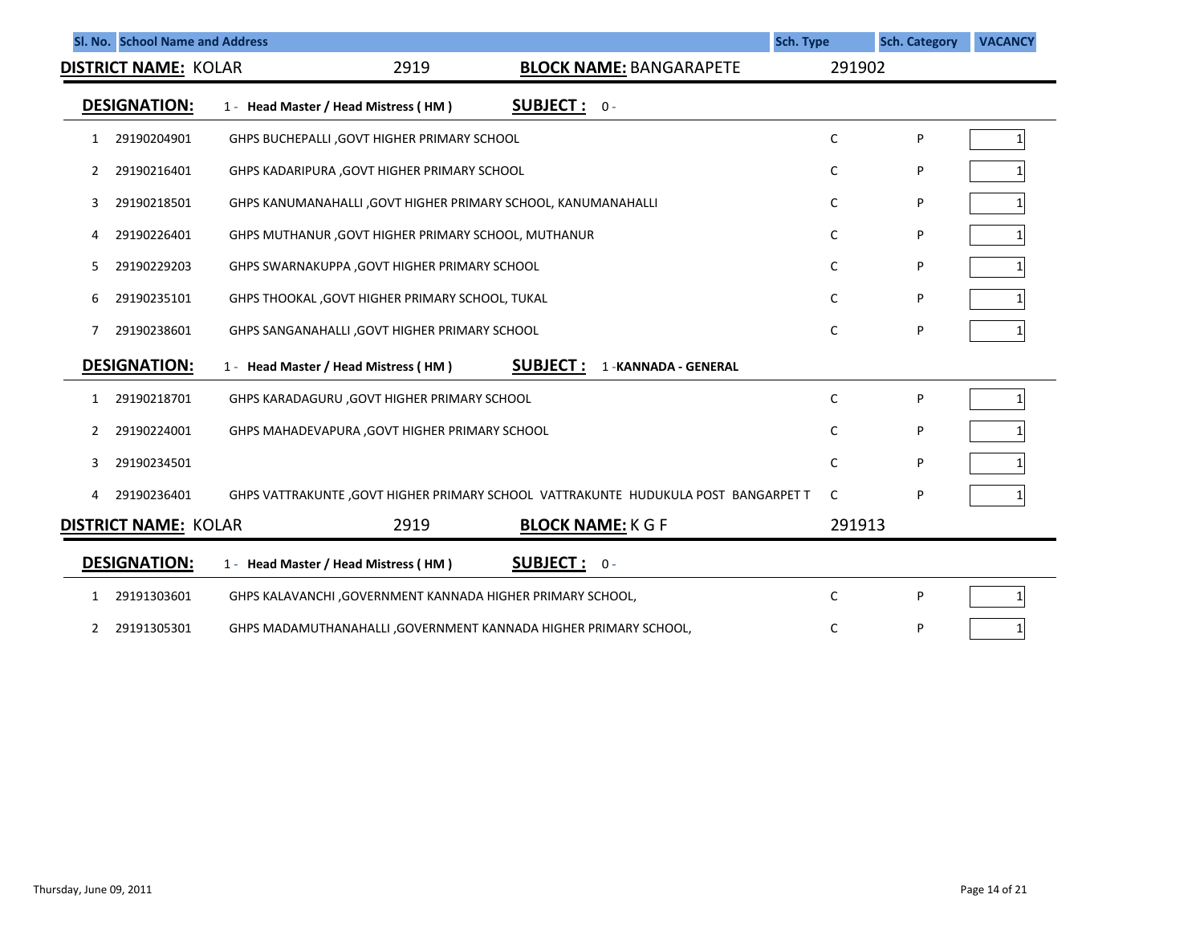| Sl. No. | School Name and Address | Sch. Type | Sch. Category | VACANCY |
|---|---|---|---|---|

**DISTRICT NAME:** KOLAR 2919 **BLOCK NAME:** BANGARAPETE 291902

**DESIGNATION:** 1 - **Head Master / Head Mistress ( HM )** **SUBJECT :** 0 -

| Sl. No. | Code | School Name and Address | Sch. Type | Sch. Category | VACANCY |
|---|---|---|---|---|---|
| 1 | 29190204901 | GHPS BUCHEPALLI ,GOVT HIGHER PRIMARY SCHOOL | C | P | 1 |
| 2 | 29190216401 | GHPS KADARIPURA ,GOVT HIGHER PRIMARY SCHOOL | C | P | 1 |
| 3 | 29190218501 | GHPS KANUMANAHALLI ,GOVT HIGHER PRIMARY SCHOOL, KANUMANAHALLI | C | P | 1 |
| 4 | 29190226401 | GHPS MUTHANUR ,GOVT HIGHER PRIMARY SCHOOL, MUTHANUR | C | P | 1 |
| 5 | 29190229203 | GHPS SWARNAKUPPA ,GOVT HIGHER PRIMARY SCHOOL | C | P | 1 |
| 6 | 29190235101 | GHPS THOOKAL ,GOVT HIGHER PRIMARY SCHOOL, TUKAL | C | P | 1 |
| 7 | 29190238601 | GHPS SANGANAHALLI ,GOVT HIGHER PRIMARY SCHOOL | C | P | 1 |

**DESIGNATION:** 1 - **Head Master / Head Mistress ( HM )** **SUBJECT :** 1 -**KANNADA - GENERAL**

| Sl. No. | Code | School Name and Address | Sch. Type | Sch. Category | VACANCY |
|---|---|---|---|---|---|
| 1 | 29190218701 | GHPS KARADAGURU ,GOVT HIGHER PRIMARY SCHOOL | C | P | 1 |
| 2 | 29190224001 | GHPS MAHADEVAPURA ,GOVT HIGHER PRIMARY SCHOOL | C | P | 1 |
| 3 | 29190234501 | | C | P | 1 |
| 4 | 29190236401 | GHPS VATTRAKUNTE ,GOVT HIGHER PRIMARY SCHOOL VATTRAKUNTE HUDUKULA POST BANGARPET T | C | P | 1 |

**DISTRICT NAME:** KOLAR 2919 **BLOCK NAME:** K G F 291913

**DESIGNATION:** 1 - **Head Master / Head Mistress ( HM )** **SUBJECT :** 0 -

| Sl. No. | Code | School Name and Address | Sch. Type | Sch. Category | VACANCY |
|---|---|---|---|---|---|
| 1 | 29191303601 | GHPS KALAVANCHI ,GOVERNMENT KANNADA HIGHER PRIMARY SCHOOL, | C | P | 1 |
| 2 | 29191305301 | GHPS MADAMUTHANAHALLI ,GOVERNMENT KANNADA HIGHER PRIMARY SCHOOL, | C | P | 1 |

Thursday, June 09, 2011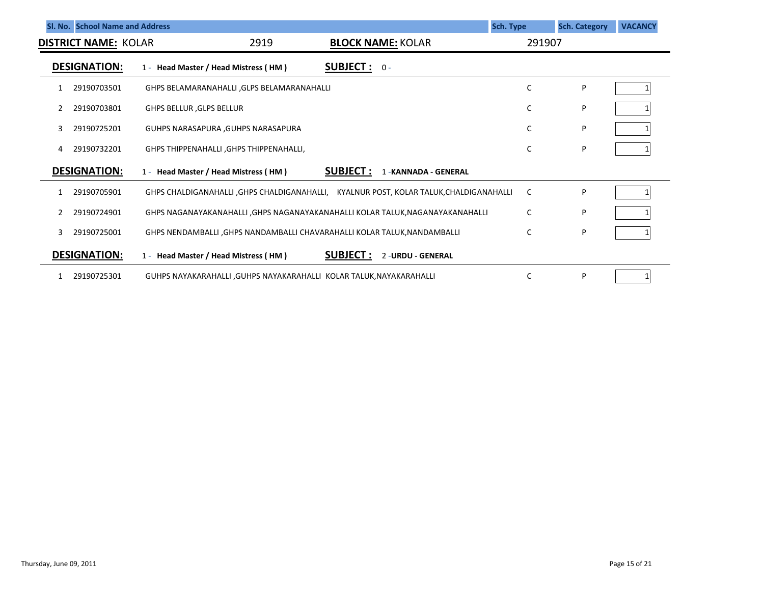| Sl. No. | School Name and Address | Sch. Type | Sch. Category | VACANCY |
|---|---|---|---|---|

**DISTRICT NAME:** KOLAR 2919 **BLOCK NAME:** KOLAR 291907

**DESIGNATION:** 1 - **Head Master / Head Mistress ( HM )** **SUBJECT :** 0 -

| Sl. No. | Code | School Name and Address | Sch. Type | Sch. Category | VACANCY |
|---|---|---|---|---|---|
| 1 | 29190703501 | GHPS BELAMARANAHALLI ,GLPS BELAMARANAHALLI | C | P | 1 |
| 2 | 29190703801 | GHPS BELLUR ,GLPS BELLUR | C | P | 1 |
| 3 | 29190725201 | GUHPS NARASAPURA ,GUHPS NARASAPURA | C | P | 1 |
| 4 | 29190732201 | GHPS THIPPENAHALLI ,GHPS THIPPENAHALLI, | C | P | 1 |

**DESIGNATION:** 1 - **Head Master / Head Mistress ( HM )** **SUBJECT :** 1 -**KANNADA - GENERAL**

| Sl. No. | Code | School Name and Address | Sch. Type | Sch. Category | VACANCY |
|---|---|---|---|---|---|
| 1 | 29190705901 | GHPS CHALDIGANAHALLI ,GHPS CHALDIGANAHALLI, KYALNUR POST, KOLAR TALUK,CHALDIGANAHALLI | C | P | 1 |
| 2 | 29190724901 | GHPS NAGANAYAKANAHALLI ,GHPS NAGANAYAKANAHALLI KOLAR TALUK,NAGANAYAKANAHALLI | C | P | 1 |
| 3 | 29190725001 | GHPS NENDAMBALLI ,GHPS NANDAMBALLI CHAVARAHALLI KOLAR TALUK,NANDAMBALLI | C | P | 1 |

**DESIGNATION:** 1 - **Head Master / Head Mistress ( HM )** **SUBJECT :** 2 -**URDU - GENERAL**

| Sl. No. | Code | School Name and Address | Sch. Type | Sch. Category | VACANCY |
|---|---|---|---|---|---|
| 1 | 29190725301 | GUHPS NAYAKARAHALLI ,GUHPS NAYAKARAHALLI KOLAR TALUK,NAYAKARAHALLI | C | P | 1 |

Thursday, June 09, 2011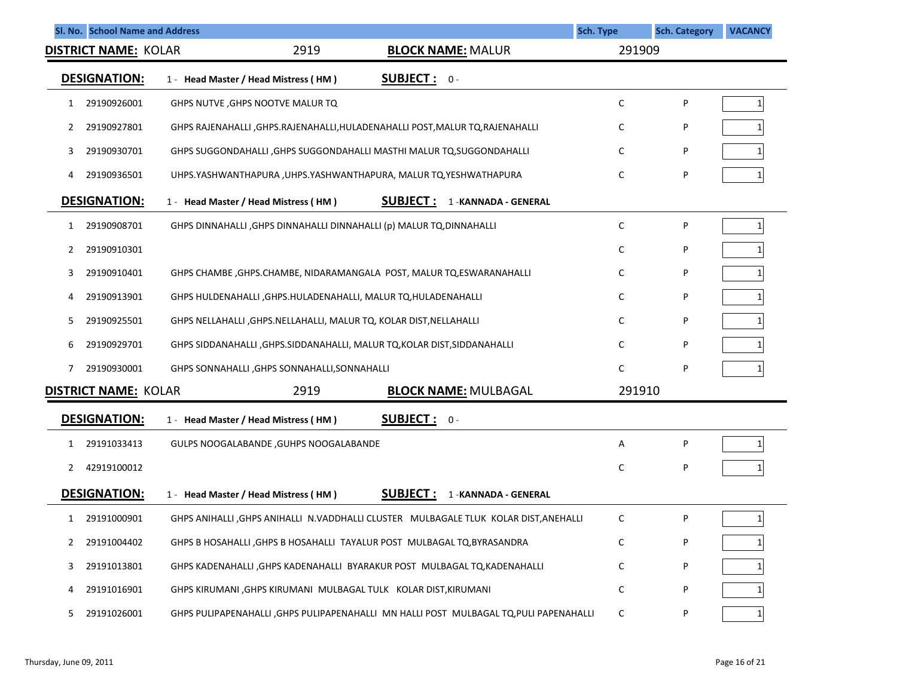| Sl. No. | School Name and Address | | Sch. Type | Sch. Category | VACANCY |
|---|---|---|---|---|---|

**DISTRICT NAME:** KOLAR 2919 **BLOCK NAME:** MALUR 291909

**DESIGNATION:** 1 - **Head Master / Head Mistress ( HM )** **SUBJECT :** 0 -

| Sl. No. | Code | School Name and Address | Sch. Type | Sch. Category | VACANCY |
|---|---|---|---|---|---|
| 1 | 29190926001 | GHPS NUTVE ,GHPS NOOTVE MALUR TQ | C | P | 1 |
| 2 | 29190927801 | GHPS RAJENAHALLI ,GHPS.RAJENAHALLI,HULADENAHALLI POST,MALUR TQ,RAJENAHALLI | C | P | 1 |
| 3 | 29190930701 | GHPS SUGGONDAHALLI ,GHPS SUGGONDAHALLI MASTHI MALUR TQ,SUGGONDAHALLI | C | P | 1 |
| 4 | 29190936501 | UHPS.YASHWANTHAPURA ,UHPS.YASHWANTHAPURA, MALUR TQ,YESHWATHAPURA | C | P | 1 |

**DESIGNATION:** 1 - **Head Master / Head Mistress ( HM )** **SUBJECT :** 1 -**KANNADA - GENERAL**

| Sl. No. | Code | School Name and Address | Sch. Type | Sch. Category | VACANCY |
|---|---|---|---|---|---|
| 1 | 29190908701 | GHPS DINNAHALLI ,GHPS DINNAHALLI DINNAHALLI (p) MALUR TQ,DINNAHALLI | C | P | 1 |
| 2 | 29190910301 | | C | P | 1 |
| 3 | 29190910401 | GHPS CHAMBE ,GHPS.CHAMBE, NIDARAMANGALA POST, MALUR TQ,ESWARANAHALLI | C | P | 1 |
| 4 | 29190913901 | GHPS HULDENAHALLI ,GHPS.HULADENAHALLI, MALUR TQ,HULADENAHALLI | C | P | 1 |
| 5 | 29190925501 | GHPS NELLAHALLI ,GHPS.NELLAHALLI, MALUR TQ, KOLAR DIST,NELLAHALLI | C | P | 1 |
| 6 | 29190929701 | GHPS SIDDANAHALLI ,GHPS.SIDDANAHALLI, MALUR TQ,KOLAR DIST,SIDDANAHALLI | C | P | 1 |
| 7 | 29190930001 | GHPS SONNAHALLI ,GHPS SONNAHALLI,SONNAHALLI | C | P | 1 |

**DISTRICT NAME:** KOLAR 2919 **BLOCK NAME:** MULBAGAL 291910

**DESIGNATION:** 1 - **Head Master / Head Mistress ( HM )** **SUBJECT :** 0 -

| Sl. No. | Code | School Name and Address | Sch. Type | Sch. Category | VACANCY |
|---|---|---|---|---|---|
| 1 | 29191033413 | GULPS NOOGALABANDE ,GUHPS NOOGALABANDE | A | P | 1 |
| 2 | 42919100012 | | C | P | 1 |

**DESIGNATION:** 1 - **Head Master / Head Mistress ( HM )** **SUBJECT :** 1 -**KANNADA - GENERAL**

| Sl. No. | Code | School Name and Address | Sch. Type | Sch. Category | VACANCY |
|---|---|---|---|---|---|
| 1 | 29191000901 | GHPS ANIHALLI ,GHPS ANIHALLI N.VADDHALLI CLUSTER MULBAGALE TLUK KOLAR DIST,ANEHALLI | C | P | 1 |
| 2 | 29191004402 | GHPS B HOSAHALLI ,GHPS B HOSAHALLI TAYALUR POST MULBAGAL TQ,BYRASANDRA | C | P | 1 |
| 3 | 29191013801 | GHPS KADENAHALLI ,GHPS KADENAHALLI BYARAKUR POST MULBAGAL TQ,KADENAHALLI | C | P | 1 |
| 4 | 29191016901 | GHPS KIRUMANI ,GHPS KIRUMANI MULBAGAL TULK KOLAR DIST,KIRUMANI | C | P | 1 |
| 5 | 29191026001 | GHPS PULIPAPENAHALLI ,GHPS PULIPAPENAHALLI MN HALLI POST MULBAGAL TQ,PULI PAPENAHALLI | C | P | 1 |

Thursday, June 09, 2011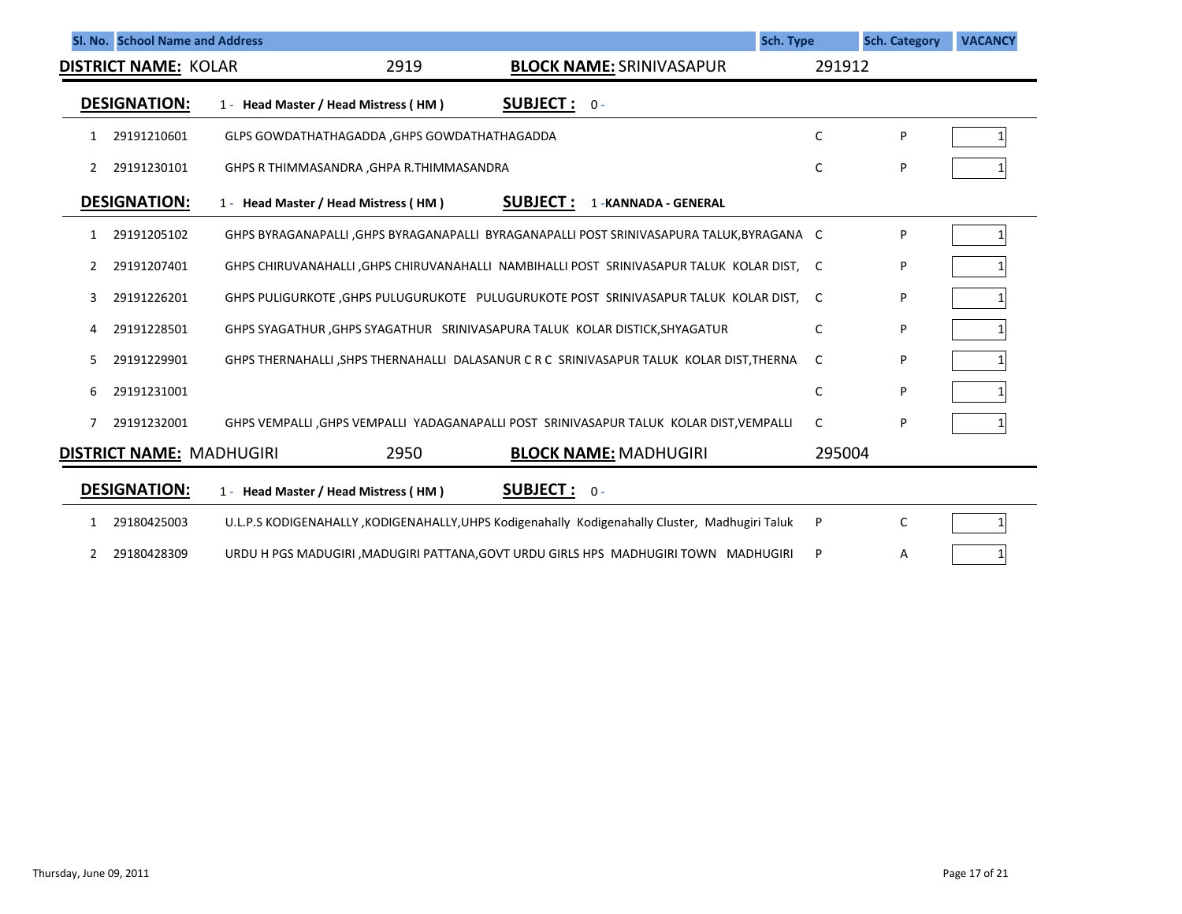| Sl. No. | | School Name and Address | Sch. Type | Sch. Category | VACANCY |
|---|---|---|---|---|---|

**DISTRICT NAME:** KOLAR 2919 **BLOCK NAME:** SRINIVASAPUR 291912

**DESIGNATION:** 1 - **Head Master / Head Mistress ( HM )** **SUBJECT :** 0 -

| Sl. No. | Code | School Name and Address | Sch. Type | Sch. Category | VACANCY |
|---|---|---|---|---|---|
| 1 | 29191210601 | GLPS GOWDATHATHAGADDA ,GHPS GOWDATHATHAGADDA | C | P | 1 |
| 2 | 29191230101 | GHPS R THIMMASANDRA ,GHPA R.THIMMASANDRA | C | P | 1 |

**DESIGNATION:** 1 - **Head Master / Head Mistress ( HM )** **SUBJECT :** 1 -**KANNADA - GENERAL**

| Sl. No. | Code | School Name and Address | Sch. Type | Sch. Category | VACANCY |
|---|---|---|---|---|---|
| 1 | 29191205102 | GHPS BYRAGANAPALLI ,GHPS BYRAGANAPALLI BYRAGANAPALLI POST SRINIVASAPURA TALUK,BYRAGANA | C | P | 1 |
| 2 | 29191207401 | GHPS CHIRUVANAHALLI ,GHPS CHIRUVANAHALLI NAMBIHALLI POST SRINIVASAPUR TALUK KOLAR DIST, | C | P | 1 |
| 3 | 29191226201 | GHPS PULIGURKOTE ,GHPS PULUGURUKOTE PULUGURUKOTE POST SRINIVASAPUR TALUK KOLAR DIST, | C | P | 1 |
| 4 | 29191228501 | GHPS SYAGATHUR ,GHPS SYAGATHUR SRINIVASAPURA TALUK KOLAR DISTICK,SHYAGATUR | C | P | 1 |
| 5 | 29191229901 | GHPS THERNAHALLI ,SHPS THERNAHALLI DALASANUR C R C SRINIVASAPUR TALUK KOLAR DIST,THERNA | C | P | 1 |
| 6 | 29191231001 | | C | P | 1 |
| 7 | 29191232001 | GHPS VEMPALLI ,GHPS VEMPALLI YADAGANAPALLI POST SRINIVASAPUR TALUK KOLAR DIST,VEMPALLI | C | P | 1 |

**DISTRICT NAME:** MADHUGIRI 2950 **BLOCK NAME:** MADHUGIRI 295004

**DESIGNATION:** 1 - **Head Master / Head Mistress ( HM )** **SUBJECT :** 0 -

| Sl. No. | Code | School Name and Address | Sch. Type | Sch. Category | VACANCY |
|---|---|---|---|---|---|
| 1 | 29180425003 | U.L.P.S KODIGENAHALLY ,KODIGENAHALLY,UHPS Kodigenahally Kodigenahally Cluster, Madhugiri Taluk | P | C | 1 |
| 2 | 29180428309 | URDU H PGS MADUGIRI ,MADUGIRI PATTANA,GOVT URDU GIRLS HPS MADHUGIRI TOWN MADHUGIRI | P | A | 1 |

Thursday, June 09, 2011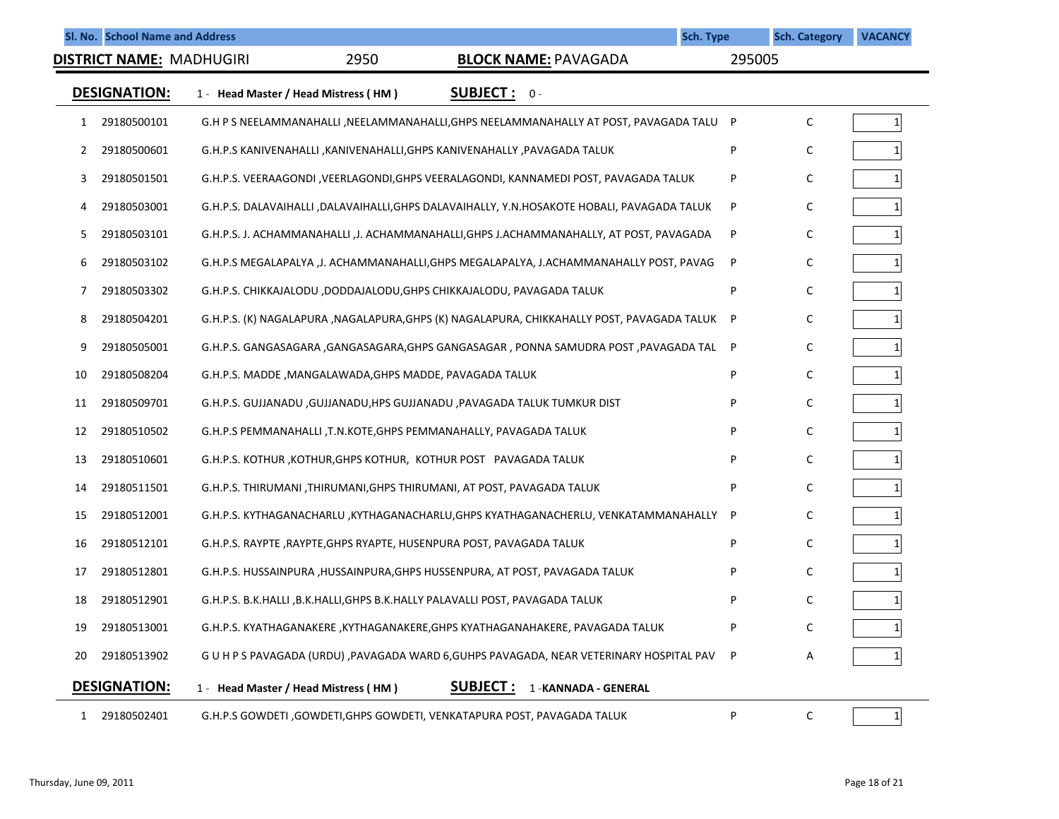| Sl. No. | School Name and Address | | Sch. Type | Sch. Category | VACANCY |
|---|---|---|---|---|---|

**DISTRICT NAME:** MADHUGIRI 2950 **BLOCK NAME:** PAVAGADA 295005

**DESIGNATION:** 1 - **Head Master / Head Mistress ( HM )** **SUBJECT :** 0 -

| Sl. No. | Code | School Name and Address | Sch. Type | Sch. Category | VACANCY |
|---|---|---|---|---|---|
| 1 | 29180500101 | G.H P S NEELAMMANAHALLI ,NEELAMMANAHALLI,GHPS NEELAMMANAHALLY AT POST, PAVAGADA TALU | P | C | 1 |
| 2 | 29180500601 | G.H.P.S KANIVENAHALLI ,KANIVENAHALLI,GHPS KANIVENAHALLY ,PAVAGADA TALUK | P | C | 1 |
| 3 | 29180501501 | G.H.P.S. VEERAAGONDI ,VEERLAGONDI,GHPS VEERALAGONDI, KANNAMEDI POST, PAVAGADA TALUK | P | C | 1 |
| 4 | 29180503001 | G.H.P.S. DALAVAIHALLI ,DALAVAIHALLI,GHPS DALAVAIHALLY, Y.N.HOSAKOTE HOBALI, PAVAGADA TALUK | P | C | 1 |
| 5 | 29180503101 | G.H.P.S. J. ACHAMMANAHALLI ,J. ACHAMMANAHALLI,GHPS J.ACHAMMANAHALLY, AT POST, PAVAGADA | P | C | 1 |
| 6 | 29180503102 | G.H.P.S MEGALAPALYA ,J. ACHAMMANAHALLI,GHPS MEGALAPALYA, J.ACHAMMANAHALLY POST, PAVAG | P | C | 1 |
| 7 | 29180503302 | G.H.P.S. CHIKKAJALODU ,DODDAJALODU,GHPS CHIKKAJALODU, PAVAGADA TALUK | P | C | 1 |
| 8 | 29180504201 | G.H.P.S. (K) NAGALAPURA ,NAGALAPURA,GHPS (K) NAGALAPURA, CHIKKAHALLY POST, PAVAGADA TALUK | P | C | 1 |
| 9 | 29180505001 | G.H.P.S. GANGASAGARA ,GANGASAGARA,GHPS GANGASAGAR , PONNA SAMUDRA POST ,PAVAGADA TAL | P | C | 1 |
| 10 | 29180508204 | G.H.P.S. MADDE ,MANGALAWADA,GHPS MADDE, PAVAGADA TALUK | P | C | 1 |
| 11 | 29180509701 | G.H.P.S. GUJJANADU ,GUJJANADU,HPS GUJJANADU ,PAVAGADA TALUK TUMKUR DIST | P | C | 1 |
| 12 | 29180510502 | G.H.P.S PEMMANAHALLI ,T.N.KOTE,GHPS PEMMANAHALLY, PAVAGADA TALUK | P | C | 1 |
| 13 | 29180510601 | G.H.P.S. KOTHUR ,KOTHUR,GHPS KOTHUR, KOTHUR POST PAVAGADA TALUK | P | C | 1 |
| 14 | 29180511501 | G.H.P.S. THIRUMANI ,THIRUMANI,GHPS THIRUMANI, AT POST, PAVAGADA TALUK | P | C | 1 |
| 15 | 29180512001 | G.H.P.S. KYTHAGANACHARLU ,KYTHAGANACHARLU,GHPS KYATHAGANACHERLU, VENKATAMMANAHALLY | P | C | 1 |
| 16 | 29180512101 | G.H.P.S. RAYPTE ,RAYPTE,GHPS RYAPTE, HUSENPURA POST, PAVAGADA TALUK | P | C | 1 |
| 17 | 29180512801 | G.H.P.S. HUSSAINPURA ,HUSSAINPURA,GHPS HUSSENPURA, AT POST, PAVAGADA TALUK | P | C | 1 |
| 18 | 29180512901 | G.H.P.S. B.K.HALLI ,B.K.HALLI,GHPS B.K.HALLY PALAVALLI POST, PAVAGADA TALUK | P | C | 1 |
| 19 | 29180513001 | G.H.P.S. KYATHAGANAKERE ,KYTHAGANAKERE,GHPS KYATHAGANAHAKERE, PAVAGADA TALUK | P | C | 1 |
| 20 | 29180513902 | G U H P S PAVAGADA (URDU) ,PAVAGADA WARD 6,GUHPS PAVAGADA, NEAR VETERINARY HOSPITAL PAV | P | A | 1 |

**DESIGNATION:** 1 - **Head Master / Head Mistress ( HM )** **SUBJECT :** 1 -**KANNADA - GENERAL**

| Sl. No. | Code | School Name and Address | Sch. Type | Sch. Category | VACANCY |
|---|---|---|---|---|---|
| 1 | 29180502401 | G.H.P.S GOWDETI ,GOWDETI,GHPS GOWDETI, VENKATAPURA POST, PAVAGADA TALUK | P | C | 1 |

Thursday, June 09, 2011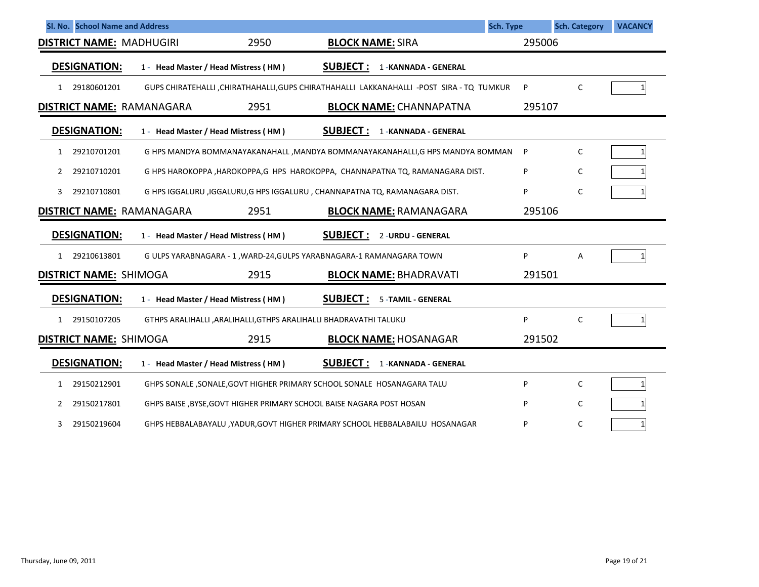| Sl. No. | School Name and Address | Sch. Type | Sch. Category | VACANCY |
|---|---|---|---|---|

**DISTRICT NAME:** MADHUGIRI 2950 **BLOCK NAME:** SIRA 295006

**DESIGNATION:** 1 - **Head Master / Head Mistress ( HM )** **SUBJECT :** 1 -**KANNADA - GENERAL**

| Sl. No. | Code | School Name and Address | Sch. Type | Sch. Category | VACANCY |
|---|---|---|---|---|---|
| 1 | 29180601201 | GUPS CHIRATEHALLI ,CHIRATHAHALLI,GUPS CHIRATHAHALLI LAKKANAHALLI -POST SIRA - TQ TUMKUR | P | C | 1 |

**DISTRICT NAME:** RAMANAGARA 2951 **BLOCK NAME:** CHANNAPATNA 295107

**DESIGNATION:** 1 - **Head Master / Head Mistress ( HM )** **SUBJECT :** 1 -**KANNADA - GENERAL**

| Sl. No. | Code | School Name and Address | Sch. Type | Sch. Category | VACANCY |
|---|---|---|---|---|---|
| 1 | 29210701201 | G HPS MANDYA BOMMANAYAKANAHALL ,MANDYA BOMMANAYAKANAHALLI,G HPS MANDYA BOMMAN | P | C | 1 |
| 2 | 29210710201 | G HPS HAROKOPPA ,HAROKOPPA,G HPS HAROKOPPA, CHANNAPATNA TQ, RAMANAGARA DIST. | P | C | 1 |
| 3 | 29210710801 | G HPS IGGALURU ,IGGALURU,G HPS IGGALURU , CHANNAPATNA TQ, RAMANAGARA DIST. | P | C | 1 |

**DISTRICT NAME:** RAMANAGARA 2951 **BLOCK NAME:** RAMANAGARA 295106

**DESIGNATION:** 1 - **Head Master / Head Mistress ( HM )** **SUBJECT :** 2 -**URDU - GENERAL**

| Sl. No. | Code | School Name and Address | Sch. Type | Sch. Category | VACANCY |
|---|---|---|---|---|---|
| 1 | 29210613801 | G ULPS YARABNAGARA - 1 ,WARD-24,GULPS YARABNAGARA-1 RAMANAGARA TOWN | P | A | 1 |

**DISTRICT NAME:** SHIMOGA 2915 **BLOCK NAME:** BHADRAVATI 291501

**DESIGNATION:** 1 - **Head Master / Head Mistress ( HM )** **SUBJECT :** 5 -**TAMIL - GENERAL**

| Sl. No. | Code | School Name and Address | Sch. Type | Sch. Category | VACANCY |
|---|---|---|---|---|---|
| 1 | 29150107205 | GTHPS ARALIHALLI ,ARALIHALLI,GTHPS ARALIHALLI BHADRAVATHI TALUKU | P | C | 1 |

**DISTRICT NAME:** SHIMOGA 2915 **BLOCK NAME:** HOSANAGAR 291502

**DESIGNATION:** 1 - **Head Master / Head Mistress ( HM )** **SUBJECT :** 1 -**KANNADA - GENERAL**

| Sl. No. | Code | School Name and Address | Sch. Type | Sch. Category | VACANCY |
|---|---|---|---|---|---|
| 1 | 29150212901 | GHPS SONALE ,SONALE,GOVT HIGHER PRIMARY SCHOOL SONALE HOSANAGARA TALU | P | C | 1 |
| 2 | 29150217801 | GHPS BAISE ,BYSE,GOVT HIGHER PRIMARY SCHOOL BAISE NAGARA POST HOSAN | P | C | 1 |
| 3 | 29150219604 | GHPS HEBBALABAYALU ,YADUR,GOVT HIGHER PRIMARY SCHOOL HEBBALABAILU HOSANAGAR | P | C | 1 |

Thursday, June 09, 2011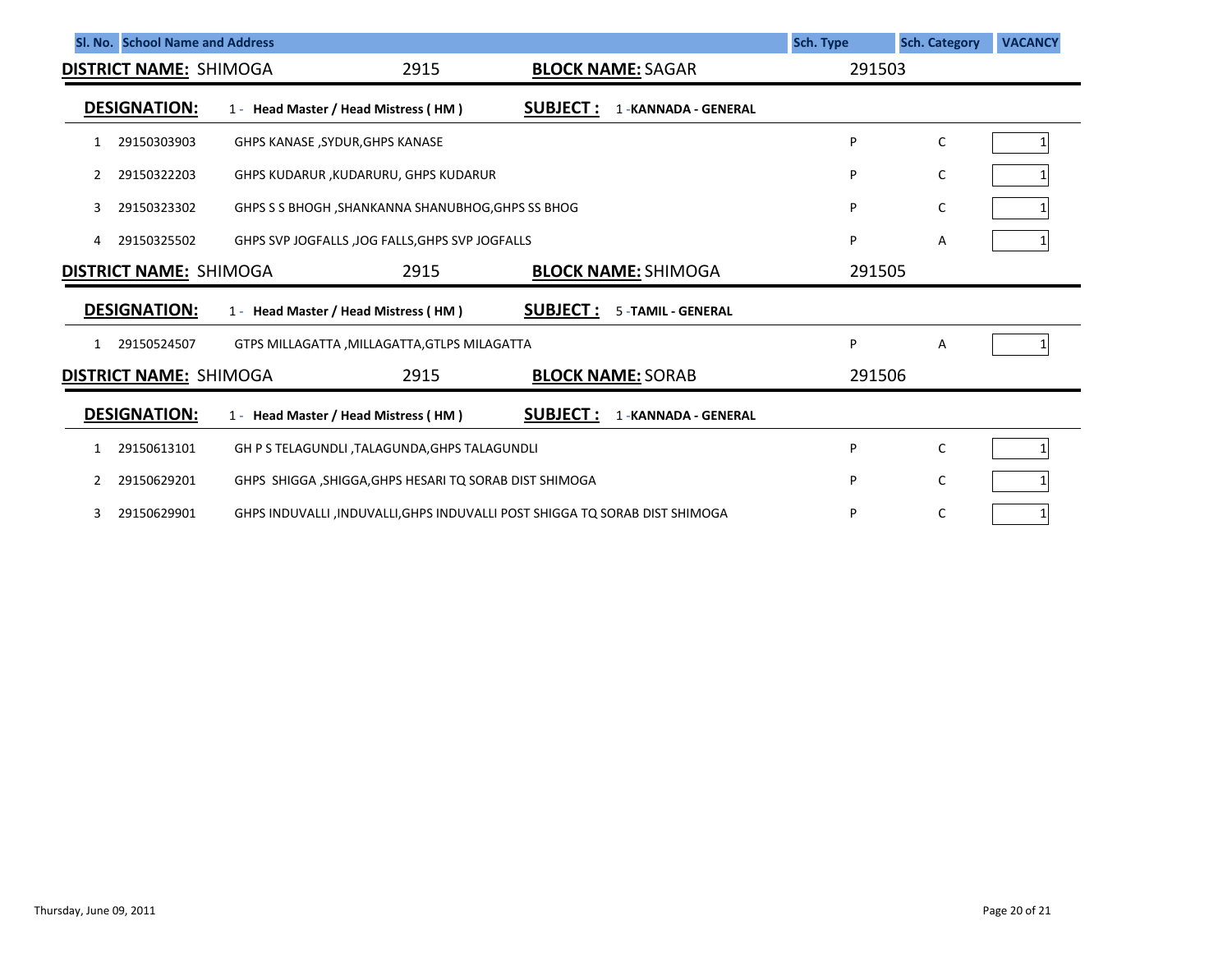| Sl. No. | School Name and Address | Sch. Type | Sch. Category | VACANCY |
|---|---|---|---|---|

**DISTRICT NAME:** SHIMOGA 2915 **BLOCK NAME:** SAGAR 291503

**DESIGNATION:** 1 - **Head Master / Head Mistress ( HM )** **SUBJECT :** 1 -**KANNADA - GENERAL**

| Sl. No. | Code | School Name and Address | Sch. Type | Sch. Category | VACANCY |
|---|---|---|---|---|---|
| 1 | 29150303903 | GHPS KANASE ,SYDUR,GHPS KANASE | P | C | 1 |
| 2 | 29150322203 | GHPS KUDARUR ,KUDARURU, GHPS KUDARUR | P | C | 1 |
| 3 | 29150323302 | GHPS S S BHOGH ,SHANKANNA SHANUBHOG,GHPS SS BHOG | P | C | 1 |
| 4 | 29150325502 | GHPS SVP JOGFALLS ,JOG FALLS,GHPS SVP JOGFALLS | P | A | 1 |

**DISTRICT NAME:** SHIMOGA 2915 **BLOCK NAME:** SHIMOGA 291505

**DESIGNATION:** 1 - **Head Master / Head Mistress ( HM )** **SUBJECT :** 5 -**TAMIL - GENERAL**

| Sl. No. | Code | School Name and Address | Sch. Type | Sch. Category | VACANCY |
|---|---|---|---|---|---|
| 1 | 29150524507 | GTPS MILLAGATTA ,MILLAGATTA,GTLPS MILAGATTA | P | A | 1 |

**DISTRICT NAME:** SHIMOGA 2915 **BLOCK NAME:** SORAB 291506

**DESIGNATION:** 1 - **Head Master / Head Mistress ( HM )** **SUBJECT :** 1 -**KANNADA - GENERAL**

| Sl. No. | Code | School Name and Address | Sch. Type | Sch. Category | VACANCY |
|---|---|---|---|---|---|
| 1 | 29150613101 | GH P S TELAGUNDLI ,TALAGUNDA,GHPS TALAGUNDLI | P | C | 1 |
| 2 | 29150629201 | GHPS SHIGGA ,SHIGGA,GHPS HESARI TQ SORAB DIST SHIMOGA | P | C | 1 |
| 3 | 29150629901 | GHPS INDUVALLI ,INDUVALLI,GHPS INDUVALLI POST SHIGGA TQ SORAB DIST SHIMOGA | P | C | 1 |

Thursday, June 09, 2011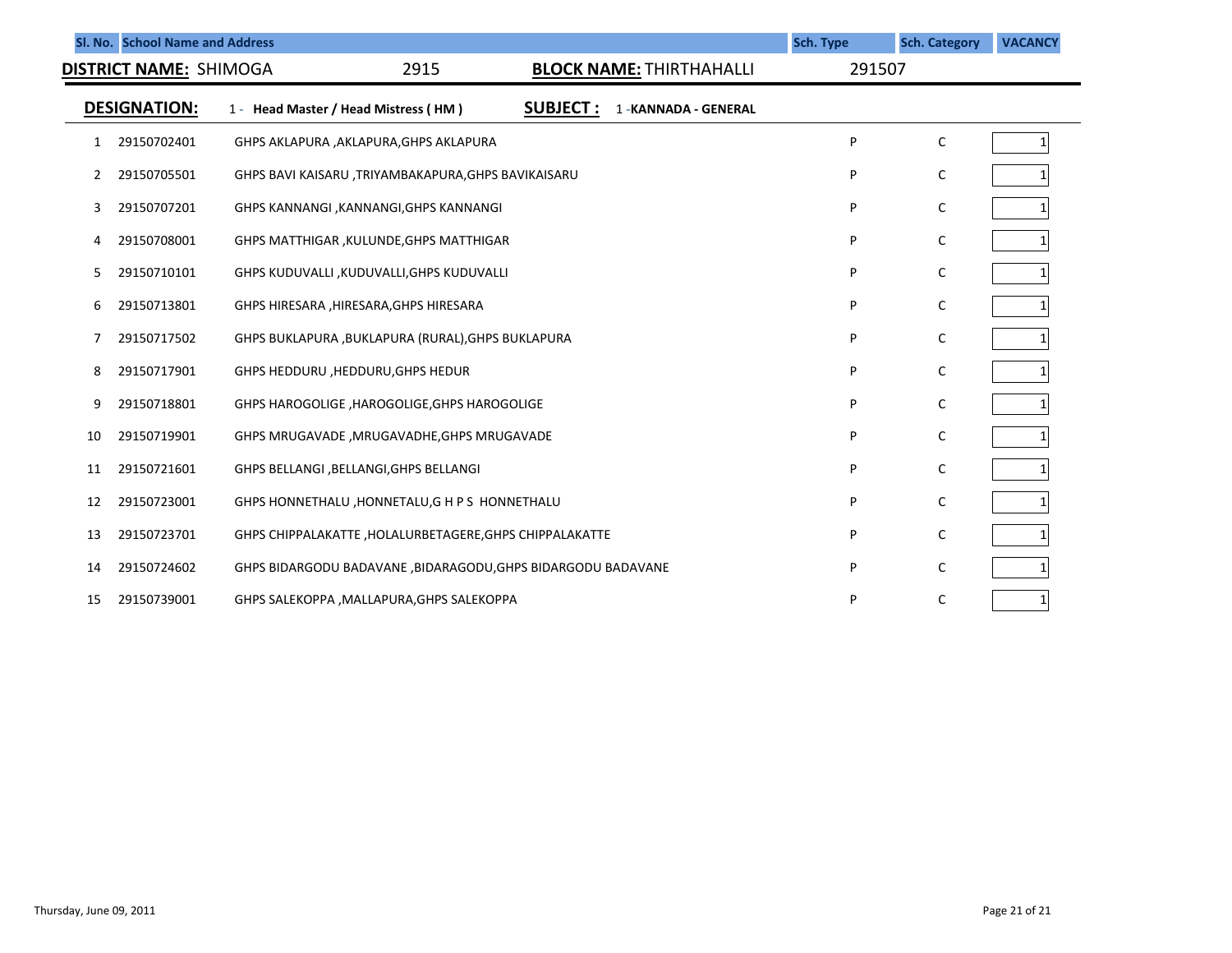| Sl. No. | School Name and Address | | Sch. Type | Sch. Category | VACANCY |
|---|---|---|---|---|---|

**DISTRICT NAME:** SHIMOGA 2915 **BLOCK NAME:** THIRTHAHALLI 291507

**DESIGNATION:** 1 - **Head Master / Head Mistress ( HM )** **SUBJECT :** 1 -**KANNADA - GENERAL**

| Sl. No. | Code | School Name and Address | Sch. Type | Sch. Category | VACANCY |
|---|---|---|---|---|---|
| 1 | 29150702401 | GHPS AKLAPURA ,AKLAPURA,GHPS AKLAPURA | P | C | 1 |
| 2 | 29150705501 | GHPS BAVI KAISARU ,TRIYAMBAKAPURA,GHPS BAVIKAISARU | P | C | 1 |
| 3 | 29150707201 | GHPS KANNANGI ,KANNANGI,GHPS KANNANGI | P | C | 1 |
| 4 | 29150708001 | GHPS MATTHIGAR ,KULUNDE,GHPS MATTHIGAR | P | C | 1 |
| 5 | 29150710101 | GHPS KUDUVALLI ,KUDUVALLI,GHPS KUDUVALLI | P | C | 1 |
| 6 | 29150713801 | GHPS HIRESARA ,HIRESARA,GHPS HIRESARA | P | C | 1 |
| 7 | 29150717502 | GHPS BUKLAPURA ,BUKLAPURA (RURAL),GHPS BUKLAPURA | P | C | 1 |
| 8 | 29150717901 | GHPS HEDDURU ,HEDDURU,GHPS HEDUR | P | C | 1 |
| 9 | 29150718801 | GHPS HAROGOLIGE ,HAROGOLIGE,GHPS HAROGOLIGE | P | C | 1 |
| 10 | 29150719901 | GHPS MRUGAVADE ,MRUGAVADHE,GHPS MRUGAVADE | P | C | 1 |
| 11 | 29150721601 | GHPS BELLANGI ,BELLANGI,GHPS BELLANGI | P | C | 1 |
| 12 | 29150723001 | GHPS HONNETHALU ,HONNETALU,G H P S HONNETHALU | P | C | 1 |
| 13 | 29150723701 | GHPS CHIPPALAKATTE ,HOLALURBETAGERE,GHPS CHIPPALAKATTE | P | C | 1 |
| 14 | 29150724602 | GHPS BIDARGODU BADAVANE ,BIDARAGODU,GHPS BIDARGODU BADAVANE | P | C | 1 |
| 15 | 29150739001 | GHPS SALEKOPPA ,MALLAPURA,GHPS SALEKOPPA | P | C | 1 |

Thursday, June 09, 2011